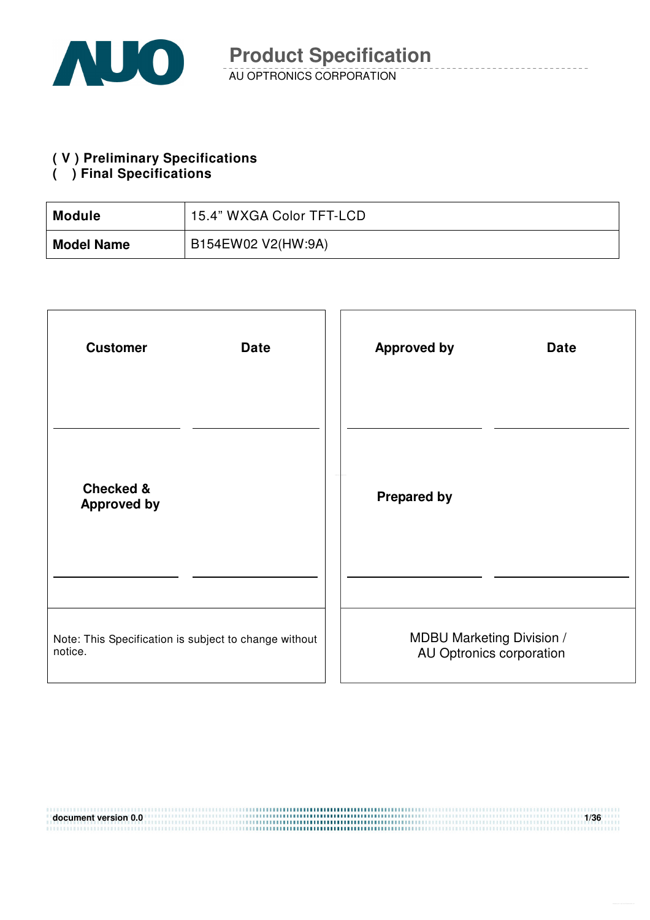# Product Specification

AU OPTRONICS CORPORATION

**( V ) Preliminary Specifications**
**(   ) Final Specifications**

| **Module** | 15.4" WXGA Color TFT-LCD |
|---|---|
| **Model Name** | B154EW02 V2(HW:9A) |

| **Customer** | **Date** | **Approved by** | **Date** |
|---|---|---|---|
| | | | |
| **Checked & Approved by** | | **Prepared by** | |
| | | | |
| Note: This Specification is subject to change without notice. | | MDBU Marketing Division / AU Optronics corporation | |

document version 0.0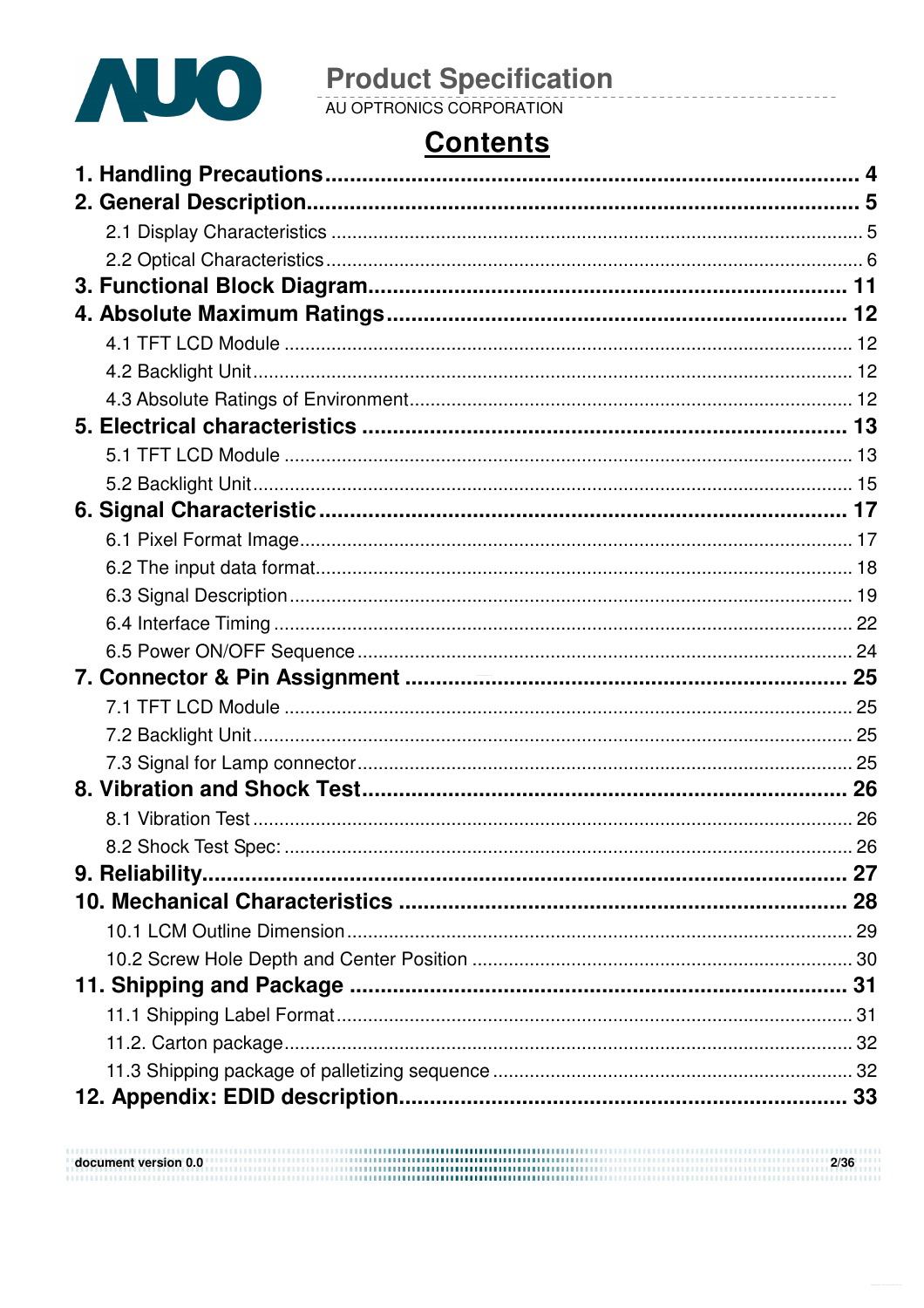# Contents

**1. Handling Precautions ........................................ 4**

**2. General Description ........................................ 5**

- 2.1 Display Characteristics ........................................ 5
- 2.2 Optical Characteristics ........................................ 6

**3. Functional Block Diagram ........................................ 11**

**4. Absolute Maximum Ratings ........................................ 12**

- 4.1 TFT LCD Module ........................................ 12
- 4.2 Backlight Unit ........................................ 12
- 4.3 Absolute Ratings of Environment ........................................ 12

**5. Electrical characteristics ........................................ 13**

- 5.1 TFT LCD Module ........................................ 13
- 5.2 Backlight Unit ........................................ 15

**6. Signal Characteristic ........................................ 17**

- 6.1 Pixel Format Image ........................................ 17
- 6.2 The input data format ........................................ 18
- 6.3 Signal Description ........................................ 19
- 6.4 Interface Timing ........................................ 22
- 6.5 Power ON/OFF Sequence ........................................ 24

**7. Connector & Pin Assignment ........................................ 25**

- 7.1 TFT LCD Module ........................................ 25
- 7.2 Backlight Unit ........................................ 25
- 7.3 Signal for Lamp connector ........................................ 25

**8. Vibration and Shock Test ........................................ 26**

- 8.1 Vibration Test ........................................ 26
- 8.2 Shock Test Spec: ........................................ 26

**9. Reliability ........................................ 27**

**10. Mechanical Characteristics ........................................ 28**

- 10.1 LCM Outline Dimension ........................................ 29
- 10.2 Screw Hole Depth and Center Position ........................................ 30

**11. Shipping and Package ........................................ 31**

- 11.1 Shipping Label Format ........................................ 31
- 11.2. Carton package ........................................ 32
- 11.3 Shipping package of palletizing sequence ........................................ 32

**12. Appendix: EDID description ........................................ 33**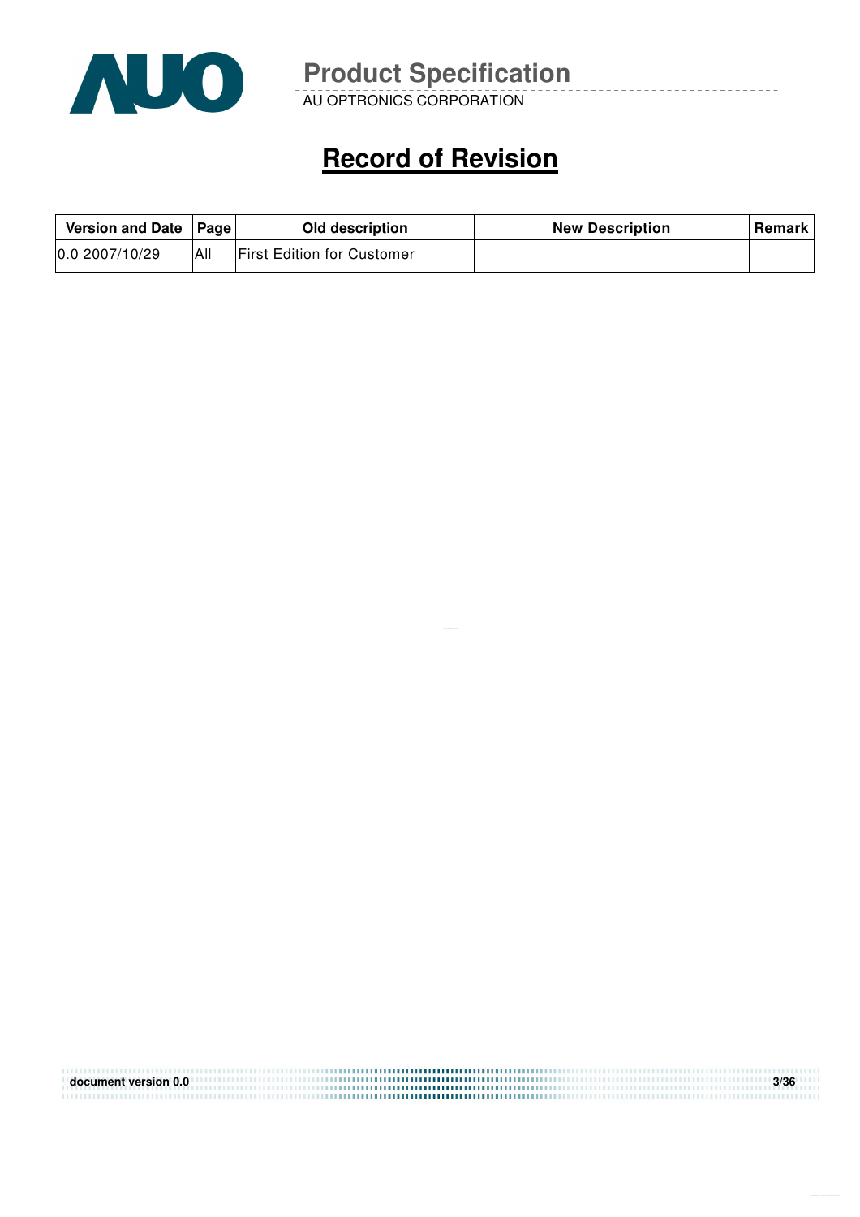# Record of Revision

| Version and Date | Page | Old description | New Description | Remark |
|---|---|---|---|---|
| 0.0 2007/10/29 | All | First Edition for Customer | | |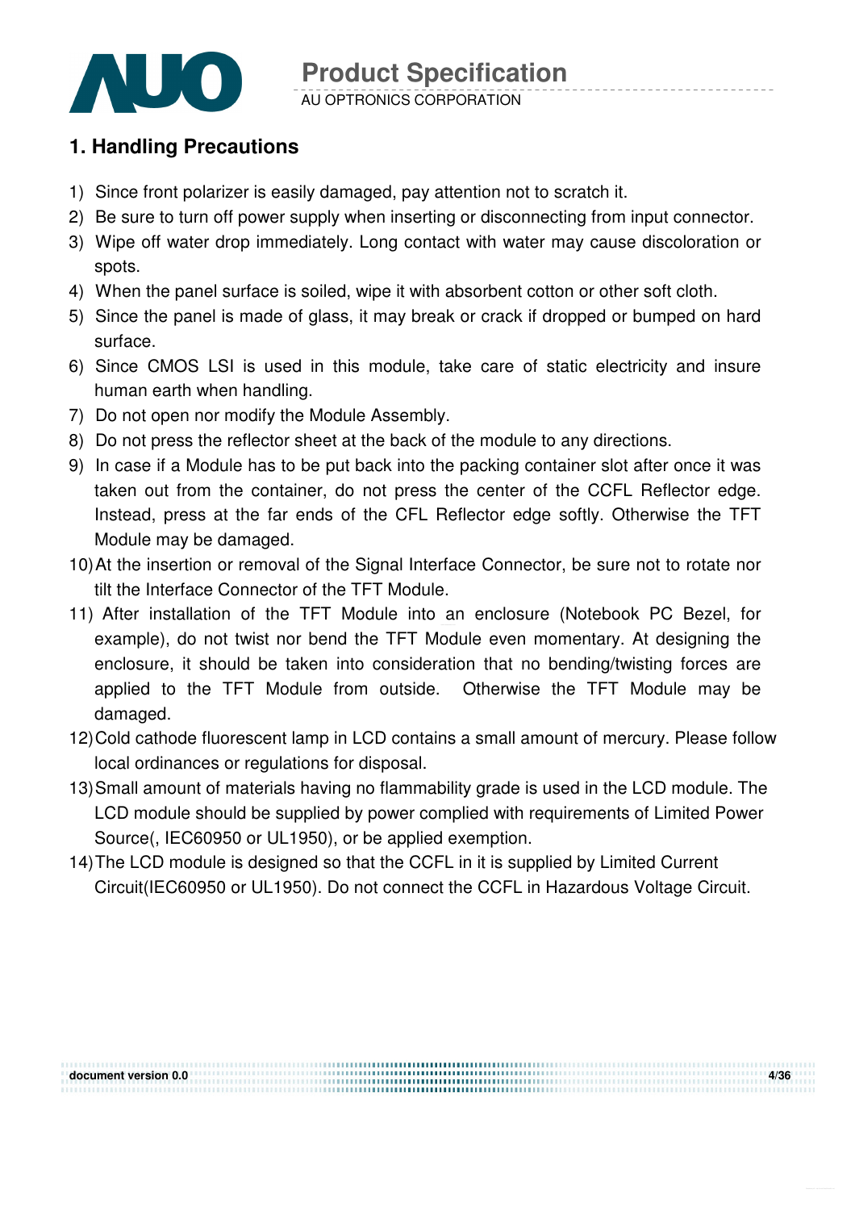## 1. Handling Precautions

1) Since front polarizer is easily damaged, pay attention not to scratch it.
2) Be sure to turn off power supply when inserting or disconnecting from input connector.
3) Wipe off water drop immediately. Long contact with water may cause discoloration or spots.
4) When the panel surface is soiled, wipe it with absorbent cotton or other soft cloth.
5) Since the panel is made of glass, it may break or crack if dropped or bumped on hard surface.
6) Since CMOS LSI is used in this module, take care of static electricity and insure human earth when handling.
7) Do not open nor modify the Module Assembly.
8) Do not press the reflector sheet at the back of the module to any directions.
9) In case if a Module has to be put back into the packing container slot after once it was taken out from the container, do not press the center of the CCFL Reflector edge. Instead, press at the far ends of the CFL Reflector edge softly. Otherwise the TFT Module may be damaged.
10) At the insertion or removal of the Signal Interface Connector, be sure not to rotate nor tilt the Interface Connector of the TFT Module.
11) After installation of the TFT Module into an enclosure (Notebook PC Bezel, for example), do not twist nor bend the TFT Module even momentary. At designing the enclosure, it should be taken into consideration that no bending/twisting forces are applied to the TFT Module from outside. Otherwise the TFT Module may be damaged.
12) Cold cathode fluorescent lamp in LCD contains a small amount of mercury. Please follow local ordinances or regulations for disposal.
13) Small amount of materials having no flammability grade is used in the LCD module. The LCD module should be supplied by power complied with requirements of Limited Power Source(, IEC60950 or UL1950), or be applied exemption.
14) The LCD module is designed so that the CCFL in it is supplied by Limited Current Circuit(IEC60950 or UL1950). Do not connect the CCFL in Hazardous Voltage Circuit.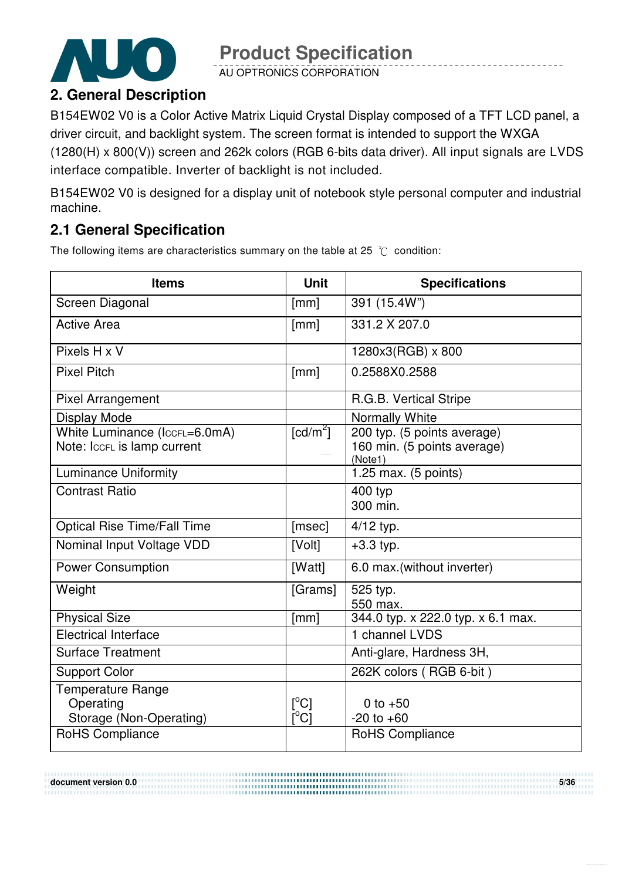## 2. General Description

B154EW02 V0 is a Color Active Matrix Liquid Crystal Display composed of a TFT LCD panel, a driver circuit, and backlight system. The screen format is intended to support the WXGA (1280(H) x 800(V)) screen and 262k colors (RGB 6-bits data driver). All input signals are LVDS interface compatible. Inverter of backlight is not included.

B154EW02 V0 is designed for a display unit of notebook style personal computer and industrial machine.

## 2.1 General Specification

The following items are characteristics summary on the table at 25 ℃ condition:

| Items | Unit | Specifications |
|---|---|---|
| Screen Diagonal | [mm] | 391 (15.4W") |
| Active Area | [mm] | 331.2 X 207.0 |
| Pixels H x V | | 1280x3(RGB) x 800 |
| Pixel Pitch | [mm] | 0.2588X0.2588 |
| Pixel Arrangement | | R.G.B. Vertical Stripe |
| Display Mode | | Normally White |
| White Luminance ($I_{CCFL}$=6.0mA)<br>Note: $I_{CCFL}$ is lamp current | [cd/m$^2$] | 200 typ. (5 points average)<br>160 min. (5 points average)<br>(Note1) |
| Luminance Uniformity | | 1.25 max. (5 points) |
| Contrast Ratio | | 400 typ<br>300 min. |
| Optical Rise Time/Fall Time | [msec] | 4/12 typ. |
| Nominal Input Voltage VDD | [Volt] | +3.3 typ. |
| Power Consumption | [Watt] | 6.0 max.(without inverter) |
| Weight | [Grams] | 525 typ.<br>550 max. |
| Physical Size | [mm] | 344.0 typ. x 222.0 typ. x 6.1 max. |
| Electrical Interface | | 1 channel LVDS |
| Surface Treatment | | Anti-glare, Hardness 3H, |
| Support Color | | 262K colors ( RGB 6-bit ) |
| Temperature Range<br>Operating<br>Storage (Non-Operating) | <br>[$^o$C]<br>[$^o$C] | <br>0 to +50<br>-20 to +60 |
| RoHS Compliance | | RoHS Compliance |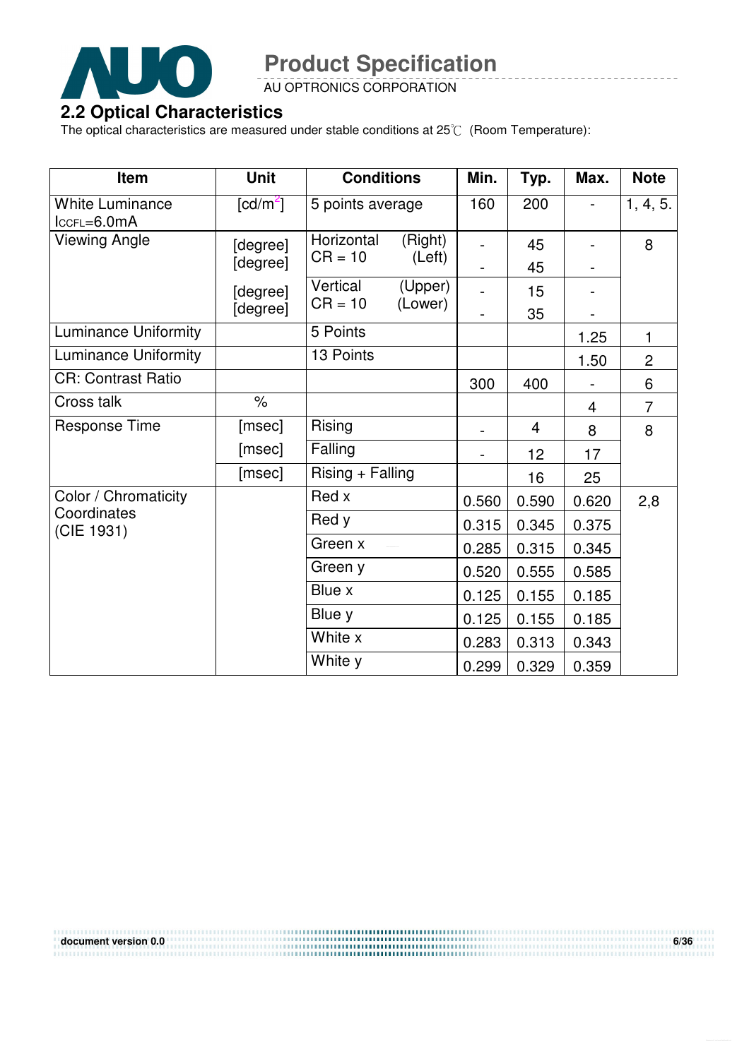## 2.2 Optical Characteristics

The optical characteristics are measured under stable conditions at 25℃ (Room Temperature):

| Item | Unit | Conditions | Min. | Typ. | Max. | Note |
|---|---|---|---|---|---|---|
| White Luminance $I_{CCFL}$=6.0mA | [cd/m²] | 5 points average | 160 | 200 | - | 1, 4, 5. |
| Viewing Angle | [degree] | Horizontal CR = 10 (Right) | - | 45 | - | 8 |
| | [degree] | (Left) | - | 45 | - | |
| | [degree] | Vertical CR = 10 (Upper) | - | 15 | - | |
| | [degree] | (Lower) | - | 35 | - | |
| Luminance Uniformity | | 5 Points | | | 1.25 | 1 |
| Luminance Uniformity | | 13 Points | | | 1.50 | 2 |
| CR: Contrast Ratio | | | 300 | 400 | - | 6 |
| Cross talk | % | | | | 4 | 7 |
| Response Time | [msec] | Rising | - | 4 | 8 | 8 |
| | [msec] | Falling | - | 12 | 17 | |
| | [msec] | Rising + Falling | | 16 | 25 | |
| Color / Chromaticity Coordinates (CIE 1931) | | Red x | 0.560 | 0.590 | 0.620 | 2,8 |
| | | Red y | 0.315 | 0.345 | 0.375 | |
| | | Green x | 0.285 | 0.315 | 0.345 | |
| | | Green y | 0.520 | 0.555 | 0.585 | |
| | | Blue x | 0.125 | 0.155 | 0.185 | |
| | | Blue y | 0.125 | 0.155 | 0.185 | |
| | | White x | 0.283 | 0.313 | 0.343 | |
| | | White y | 0.299 | 0.329 | 0.359 | |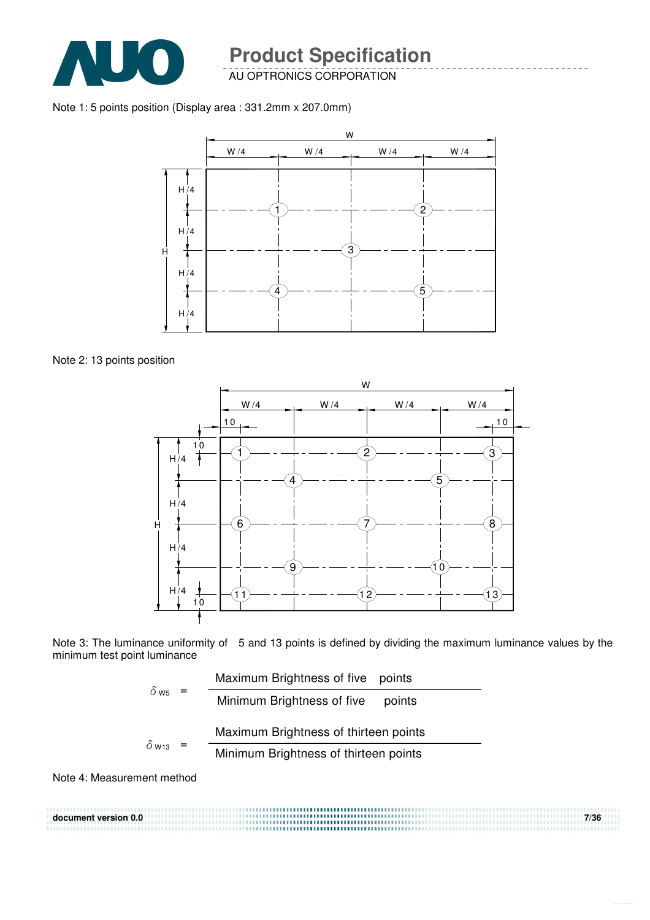Note 1: 5 points position (Display area : 331.2mm x 207.0mm)

Note 2: 13 points position

Note 3: The luminance uniformity of 5 and 13 points is defined by dividing the maximum luminance values by the minimum test point luminance

$$\delta_{W5} = \frac{\text{Maximum Brightness of five points}}{\text{Minimum Brightness of five points}}$$

$$\delta_{W13} = \frac{\text{Maximum Brightness of thirteen points}}{\text{Minimum Brightness of thirteen points}}$$

Note 4: Measurement method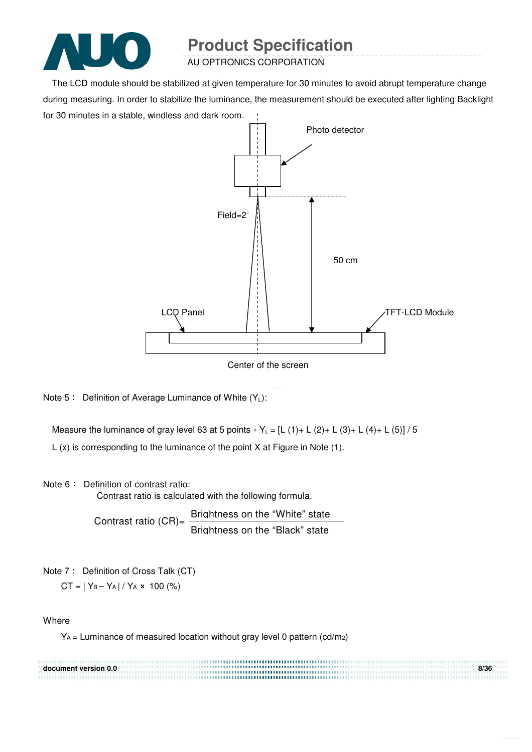The LCD module should be stabilized at given temperature for 30 minutes to avoid abrupt temperature change during measuring. In order to stabilize the luminance, the measurement should be executed after lighting Backlight for 30 minutes in a stable, windless and dark room.

Photo detector

Field=2°

50 cm

LCD Panel

TFT-LCD Module

Center of the screen

Note 5： Definition of Average Luminance of White ($Y_L$):

Measure the luminance of gray level 63 at 5 points，$Y_L$ = [L (1)+ L (2)+ L (3)+ L (4)+ L (5)] / 5

L (x) is corresponding to the luminance of the point X at Figure in Note (1).

Note 6： Definition of contrast ratio:

Contrast ratio is calculated with the following formula.

$$\text{Contrast ratio (CR)} = \frac{\text{Brightness on the "White" state}}{\text{Brightness on the "Black" state}}$$

Note 7： Definition of Cross Talk (CT)

$$CT = | Y_B - Y_A | / Y_A \times 100 \ (\%)$$

Where

$Y_A$ = Luminance of measured location without gray level 0 pattern (cd/$m^2$)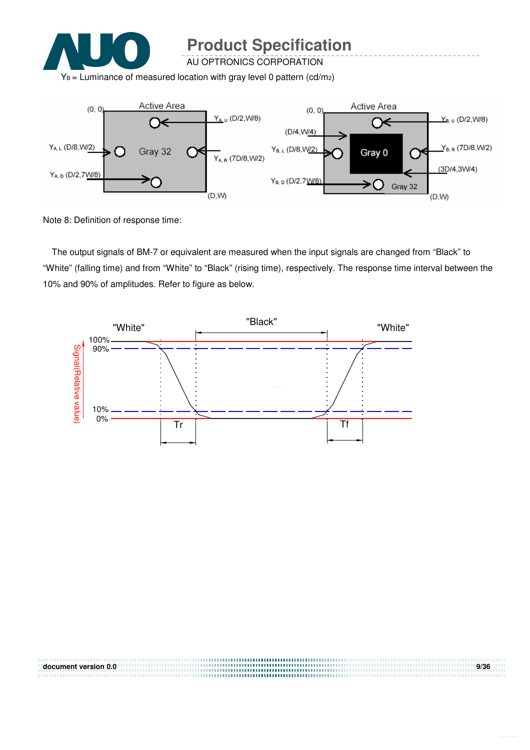$Y_B$ = Luminance of measured location with gray level 0 pattern (cd/m2)

Note 8: Definition of response time:

The output signals of BM-7 or equivalent are measured when the input signals are changed from "Black" to "White" (falling time) and from "White" to "Black" (rising time), respectively. The response time interval between the 10% and 90% of amplitudes. Refer to figure as below.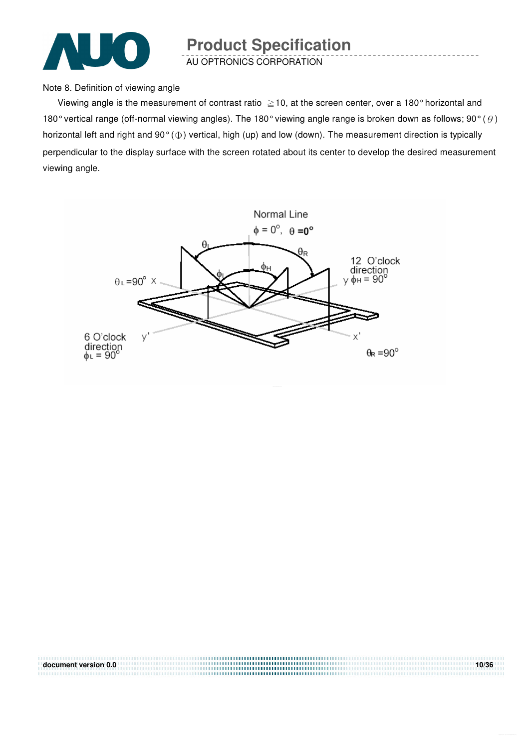Note 8. Definition of viewing angle

Viewing angle is the measurement of contrast ratio ≧10, at the screen center, over a 180° horizontal and 180° vertical range (off-normal viewing angles). The 180° viewing angle range is broken down as follows; 90° ($\theta$) horizontal left and right and 90° ($\Phi$) vertical, high (up) and low (down). The measurement direction is typically perpendicular to the display surface with the screen rotated about its center to develop the desired measurement viewing angle.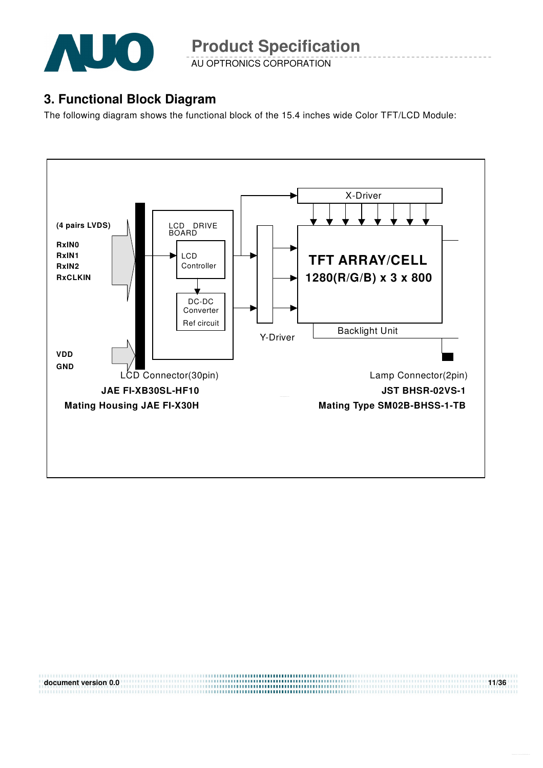## 3. Functional Block Diagram

The following diagram shows the functional block of the 15.4 inches wide Color TFT/LCD Module:

(4 pairs LVDS)

RxIN0
RxIN1
RxIN2
RxCLKIN

VDD
GND

LCD DRIVE BOARD

LCD Controller

DC-DC Converter

Ref circuit

X-Driver

Y-Driver

TFT ARRAY/CELL
1280(R/G/B) x 3 x 800

Backlight Unit

LCD Connector(30pin)
**JAE FI-XB30SL-HF10**
**Mating Housing JAE FI-X30H**

Lamp Connector(2pin)
**JST BHSR-02VS-1**
**Mating Type SM02B-BHSS-1-TB**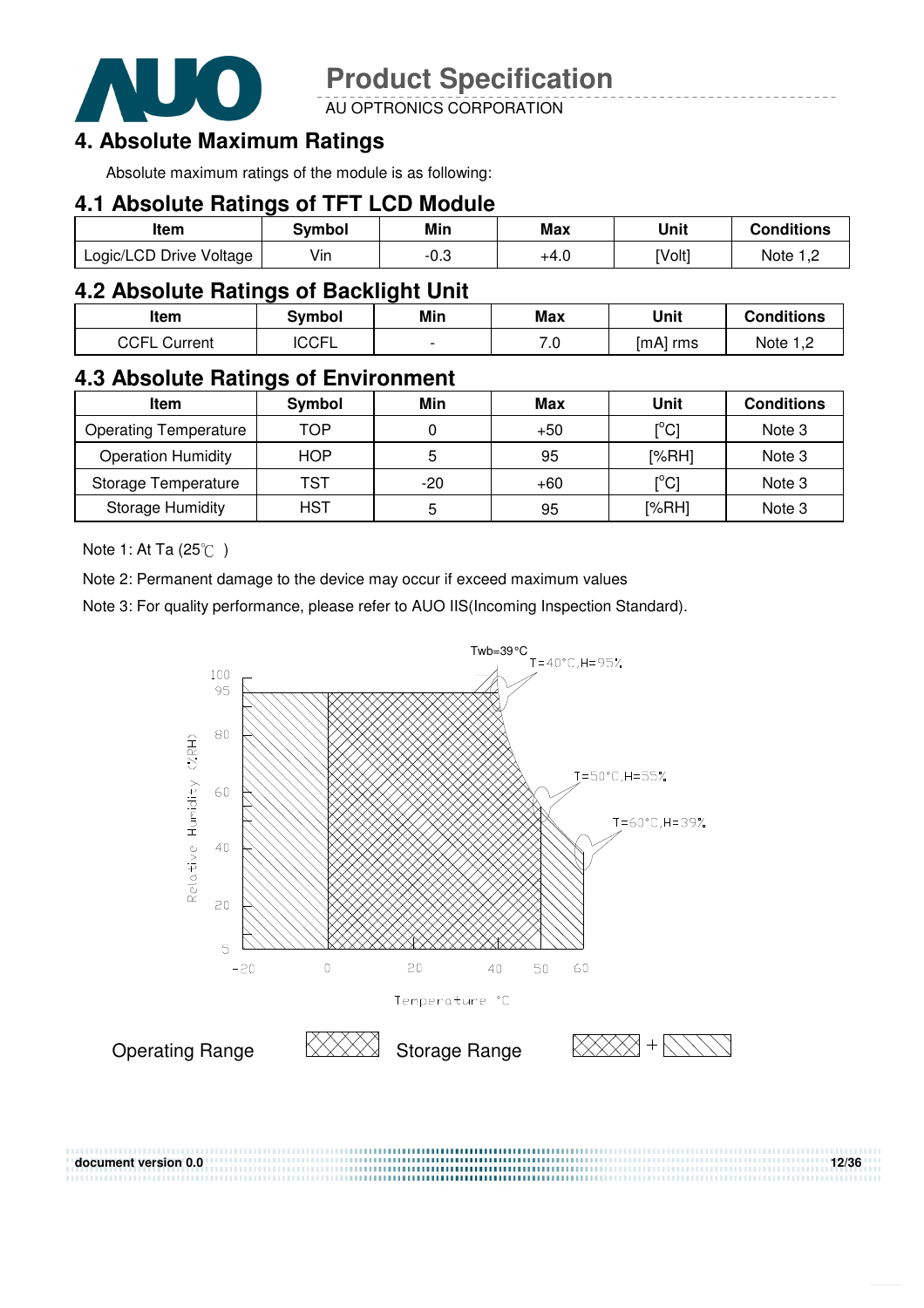# 4. Absolute Maximum Ratings

Absolute maximum ratings of the module is as following:

## 4.1 Absolute Ratings of TFT LCD Module

| Item | Symbol | Min | Max | Unit | Conditions |
|---|---|---|---|---|---|
| Logic/LCD Drive Voltage | Vin | -0.3 | +4.0 | [Volt] | Note 1,2 |

## 4.2 Absolute Ratings of Backlight Unit

| Item | Symbol | Min | Max | Unit | Conditions |
|---|---|---|---|---|---|
| CCFL Current | ICCFL | - | 7.0 | [mA] rms | Note 1,2 |

## 4.3 Absolute Ratings of Environment

| Item | Symbol | Min | Max | Unit | Conditions |
|---|---|---|---|---|---|
| Operating Temperature | TOP | 0 | +50 | [°C] | Note 3 |
| Operation Humidity | HOP | 5 | 95 | [%RH] | Note 3 |
| Storage Temperature | TST | -20 | +60 | [°C] | Note 3 |
| Storage Humidity | HST | 5 | 95 | [%RH] | Note 3 |

Note 1: At Ta (25℃ )

Note 2: Permanent damage to the device may occur if exceed maximum values

Note 3: For quality performance, please refer to AUO IIS(Incoming Inspection Standard).

Twb=39°C

T=40°C,H=95%

T=50°C,H=55%

T=60°C,H=39%

Relative Humidity (%RH)

Temperature °C

Operating Range

Storage Range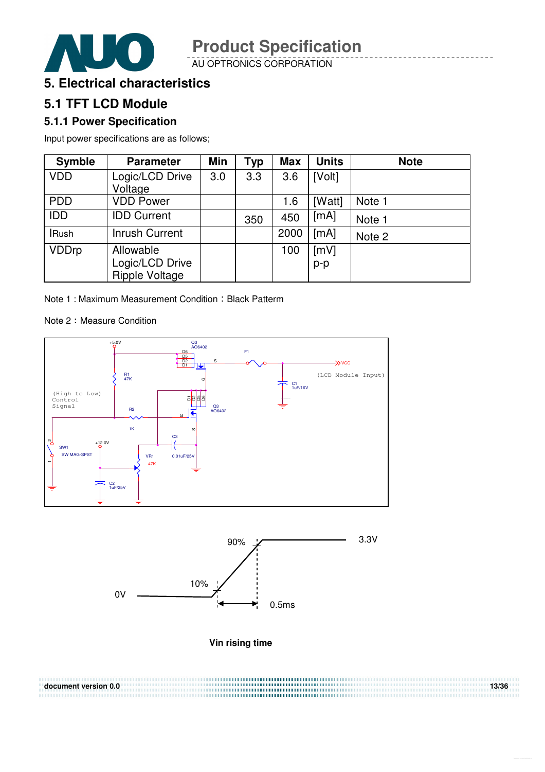# 5. Electrical characteristics

## 5.1 TFT LCD Module

### 5.1.1 Power Specification

Input power specifications are as follows;

| Symble | Parameter | Min | Typ | Max | Units | Note |
|---|---|---|---|---|---|---|
| VDD | Logic/LCD Drive Voltage | 3.0 | 3.3 | 3.6 | [Volt] | |
| PDD | VDD Power | | | 1.6 | [Watt] | Note 1 |
| IDD | IDD Current | | 350 | 450 | [mA] | Note 1 |
| IRush | Inrush Current | | | 2000 | [mA] | Note 2 |
| VDDrp | Allowable Logic/LCD Drive Ripple Voltage | | | 100 | [mV] p-p | |

Note 1 : Maximum Measurement Condition：Black Patterm

Note 2：Measure Condition

Vin rising time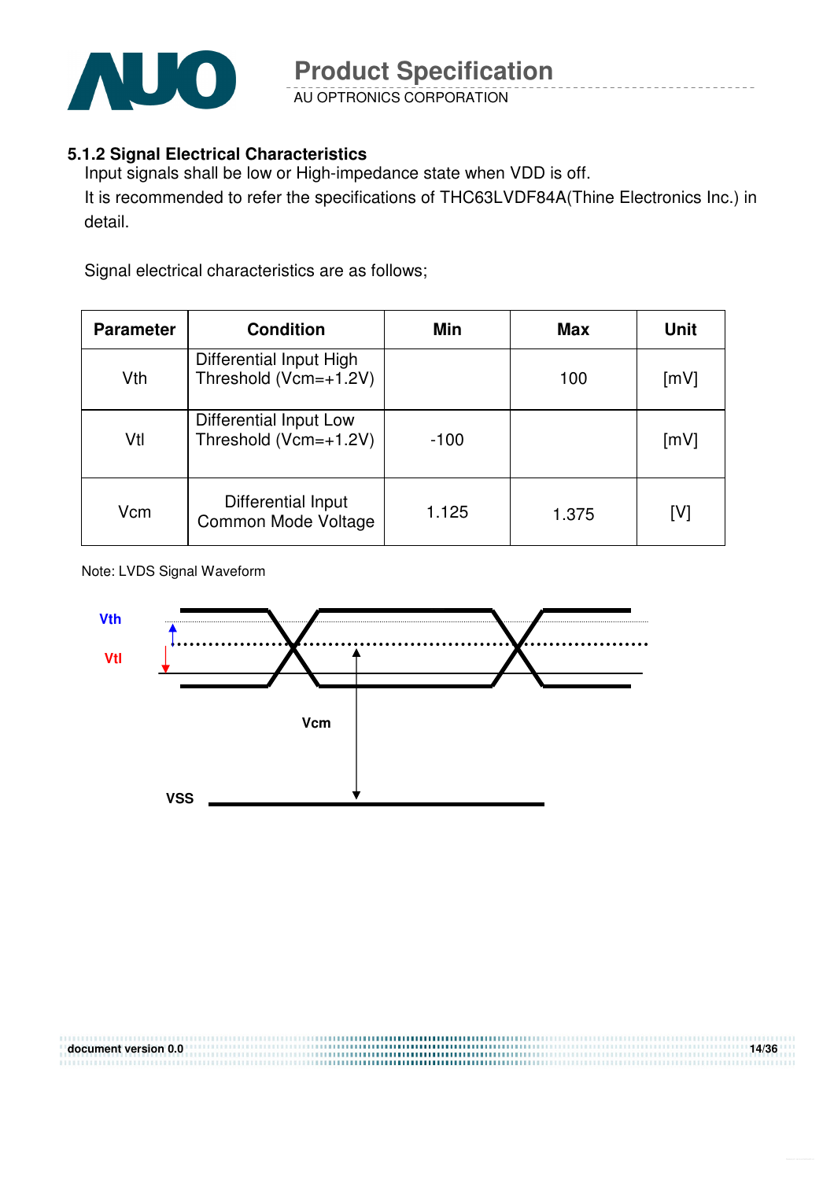### 5.1.2 Signal Electrical Characteristics

Input signals shall be low or High-impedance state when VDD is off.

It is recommended to refer the specifications of THC63LVDF84A(Thine Electronics Inc.) in detail.

Signal electrical characteristics are as follows;

| Parameter | Condition | Min | Max | Unit |
|---|---|---|---|---|
| Vth | Differential Input High Threshold (Vcm=+1.2V) | | 100 | [mV] |
| Vtl | Differential Input Low Threshold (Vcm=+1.2V) | -100 | | [mV] |
| Vcm | Differential Input Common Mode Voltage | 1.125 | 1.375 | [V] |

Note: LVDS Signal Waveform

Vth

Vtl

Vcm

VSS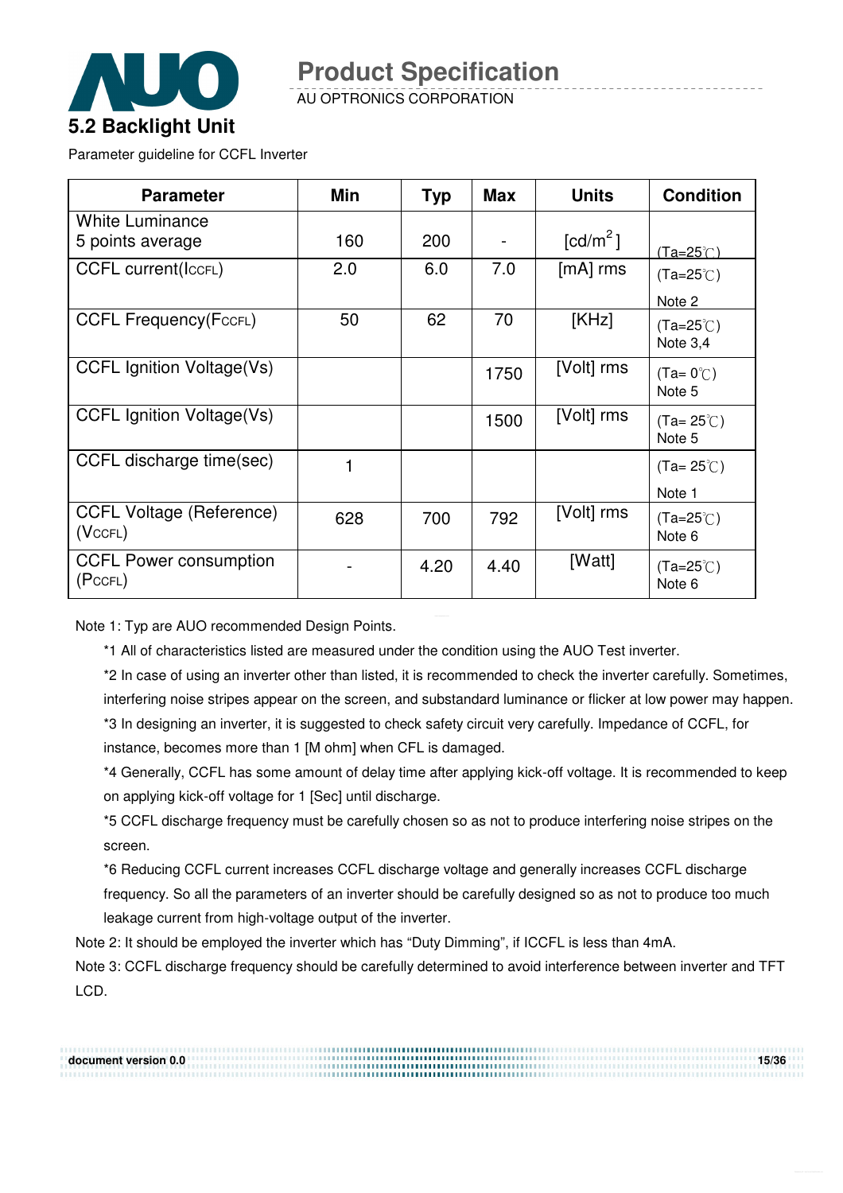## 5.2 Backlight Unit

Parameter guideline for CCFL Inverter

| Parameter | Min | Typ | Max | Units | Condition |
|---|---|---|---|---|---|
| White Luminance 5 points average | 160 | 200 | - | [cd/m$^2$] | (Ta=25℃) |
| CCFL current($I_{CCFL}$) | 2.0 | 6.0 | 7.0 | [mA] rms | (Ta=25℃) Note 2 |
| CCFL Frequency($F_{CCFL}$) | 50 | 62 | 70 | [KHz] | (Ta=25℃) Note 3,4 |
| CCFL Ignition Voltage(Vs) | | | 1750 | [Volt] rms | (Ta= 0℃) Note 5 |
| CCFL Ignition Voltage(Vs) | | | 1500 | [Volt] rms | (Ta= 25℃) Note 5 |
| CCFL discharge time(sec) | 1 | | | | (Ta= 25℃) Note 1 |
| CCFL Voltage (Reference) ($V_{CCFL}$) | 628 | 700 | 792 | [Volt] rms | (Ta=25℃) Note 6 |
| CCFL Power consumption ($P_{CCFL}$) | - | 4.20 | 4.40 | [Watt] | (Ta=25℃) Note 6 |

Note 1: Typ are AUO recommended Design Points.

*1 All of characteristics listed are measured under the condition using the AUO Test inverter.

*2 In case of using an inverter other than listed, it is recommended to check the inverter carefully. Sometimes, interfering noise stripes appear on the screen, and substandard luminance or flicker at low power may happen.

*3 In designing an inverter, it is suggested to check safety circuit very carefully. Impedance of CCFL, for instance, becomes more than 1 [M ohm] when CFL is damaged.

*4 Generally, CCFL has some amount of delay time after applying kick-off voltage. It is recommended to keep on applying kick-off voltage for 1 [Sec] until discharge.

*5 CCFL discharge frequency must be carefully chosen so as not to produce interfering noise stripes on the screen.

*6 Reducing CCFL current increases CCFL discharge voltage and generally increases CCFL discharge frequency. So all the parameters of an inverter should be carefully designed so as not to produce too much leakage current from high-voltage output of the inverter.

Note 2: It should be employed the inverter which has "Duty Dimming", if ICCFL is less than 4mA.

Note 3: CCFL discharge frequency should be carefully determined to avoid interference between inverter and TFT LCD.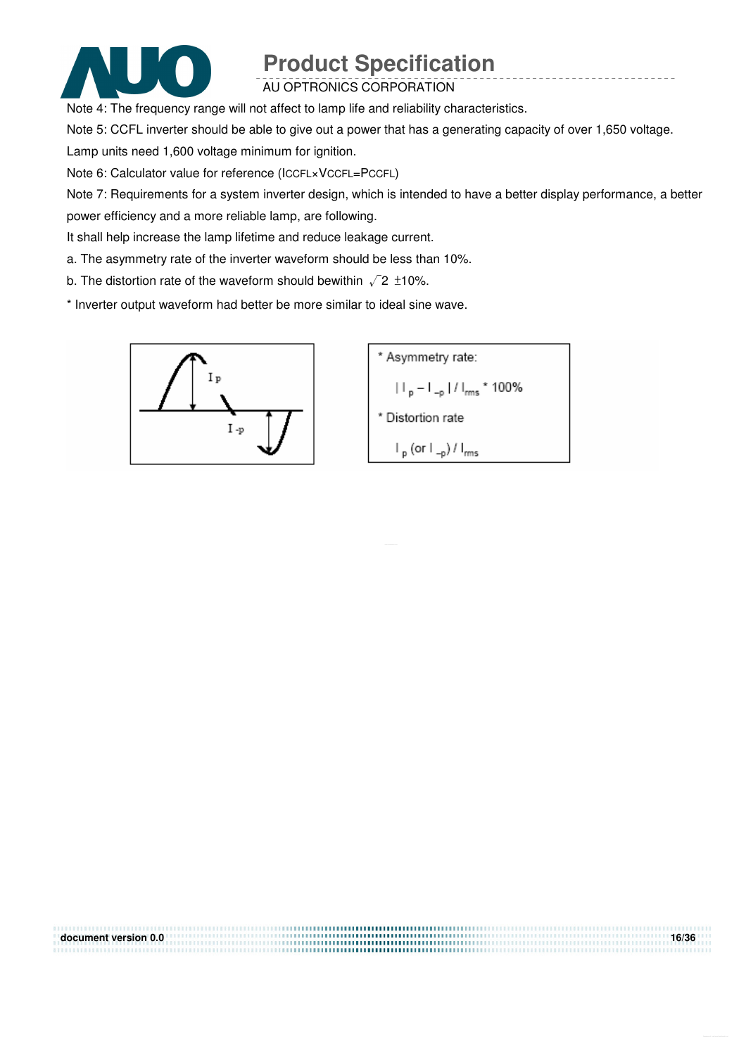Note 4: The frequency range will not affect to lamp life and reliability characteristics.

Note 5: CCFL inverter should be able to give out a power that has a generating capacity of over 1,650 voltage. Lamp units need 1,600 voltage minimum for ignition.

Note 6: Calculator value for reference ($I_{CCFL} \times V_{CCFL} = P_{CCFL}$)

Note 7: Requirements for a system inverter design, which is intended to have a better display performance, a better power efficiency and a more reliable lamp, are following.

It shall help increase the lamp lifetime and reduce leakage current.

a. The asymmetry rate of the inverter waveform should be less than 10%.

b. The distortion rate of the waveform should bewithin $\sqrt{2}$ ±10%.

* Inverter output waveform had better be more similar to ideal sine wave.

* Asymmetry rate:

$$| I_p - I_{-p} | / I_{rms} * 100\%$$

* Distortion rate

$$I_p \text{ (or } I_{-p}) / I_{rms}$$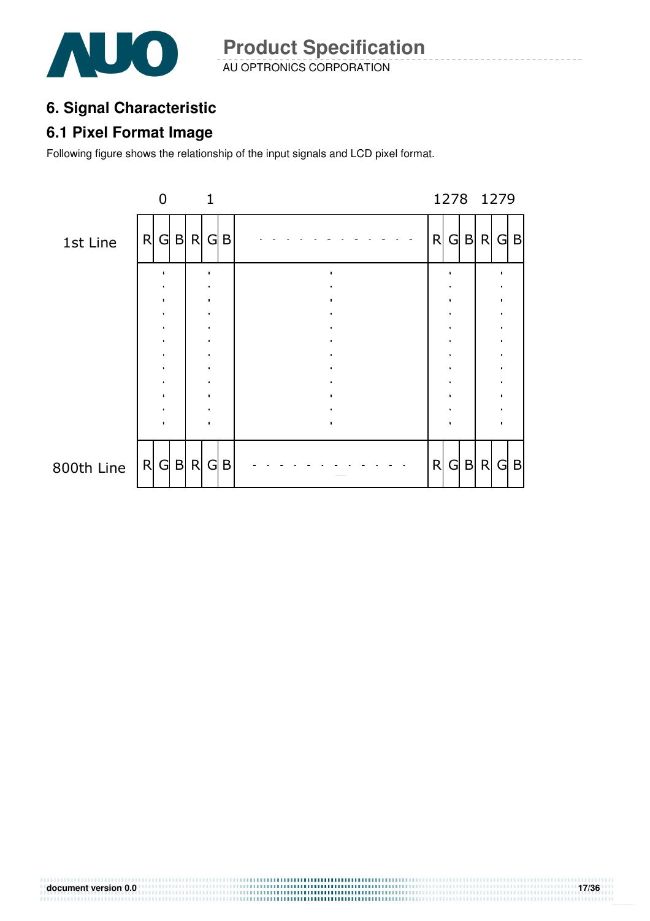# 6. Signal Characteristic

## 6.1 Pixel Format Image

Following figure shows the relationship of the input signals and LCD pixel format.

|  | 0 | | | 1 | | |  | 1278 | | | 1279 | | |
|---|---|---|---|---|---|---|---|---|---|---|---|---|---|
| 1st Line | R | G | B | R | G | B | - - - - - - - - - - - - | R | G | B | R | G | B |
|  | ⋮ | | | ⋮ | | | ⋮ | ⋮ | | | ⋮ | | |
| 800th Line | R | G | B | R | G | B | - - - - - - - - - - - - | R | G | B | R | G | B |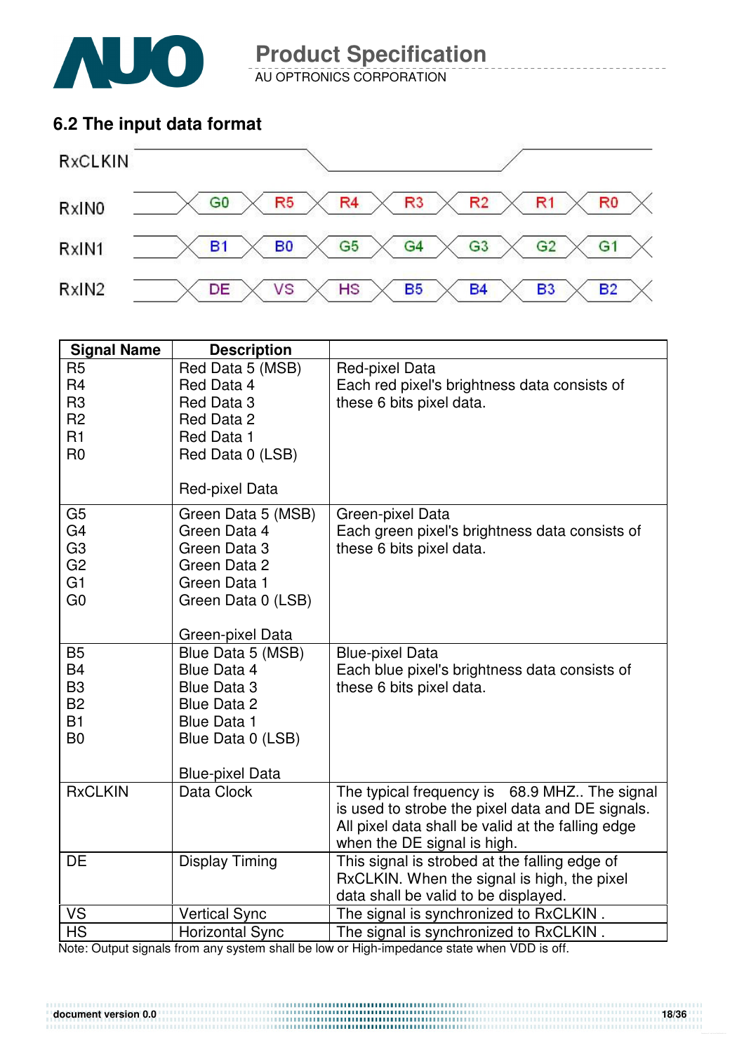## 6.2 The input data format

| RxCLKIN | | | | | | | |
|---|---|---|---|---|---|---|---|
| RxIN0 | G0 | R5 | R4 | R3 | R2 | R1 | R0 |
| RxIN1 | B1 | B0 | G5 | G4 | G3 | G2 | G1 |
| RxIN2 | DE | VS | HS | B5 | B4 | B3 | B2 |

| Signal Name | Description | |
|---|---|---|
| R5<br>R4<br>R3<br>R2<br>R1<br>R0 | Red Data 5 (MSB)<br>Red Data 4<br>Red Data 3<br>Red Data 2<br>Red Data 1<br>Red Data 0 (LSB)<br><br>Red-pixel Data | Red-pixel Data<br>Each red pixel's brightness data consists of these 6 bits pixel data. |
| G5<br>G4<br>G3<br>G2<br>G1<br>G0 | Green Data 5 (MSB)<br>Green Data 4<br>Green Data 3<br>Green Data 2<br>Green Data 1<br>Green Data 0 (LSB)<br><br>Green-pixel Data | Green-pixel Data<br>Each green pixel's brightness data consists of these 6 bits pixel data. |
| B5<br>B4<br>B3<br>B2<br>B1<br>B0 | Blue Data 5 (MSB)<br>Blue Data 4<br>Blue Data 3<br>Blue Data 2<br>Blue Data 1<br>Blue Data 0 (LSB)<br><br>Blue-pixel Data | Blue-pixel Data<br>Each blue pixel's brightness data consists of these 6 bits pixel data. |
| RxCLKIN | Data Clock | The typical frequency is 68.9 MHZ.. The signal is used to strobe the pixel data and DE signals. All pixel data shall be valid at the falling edge when the DE signal is high. |
| DE | Display Timing | This signal is strobed at the falling edge of RxCLKIN. When the signal is high, the pixel data shall be valid to be displayed. |
| VS | Vertical Sync | The signal is synchronized to RxCLKIN . |
| HS | Horizontal Sync | The signal is synchronized to RxCLKIN . |

Note: Output signals from any system shall be low or High-impedance state when VDD is off.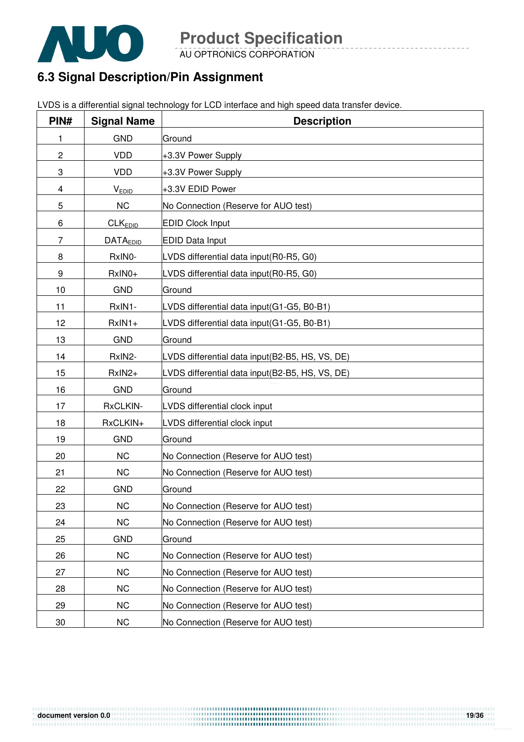## 6.3 Signal Description/Pin Assignment

LVDS is a differential signal technology for LCD interface and high speed data transfer device.

| PIN# | Signal Name | Description |
|---|---|---|
| 1 | GND | Ground |
| 2 | VDD | +3.3V Power Supply |
| 3 | VDD | +3.3V Power Supply |
| 4 | $V_{EDID}$ | +3.3V EDID Power |
| 5 | NC | No Connection (Reserve for AUO test) |
| 6 | $CLK_{EDID}$ | EDID Clock Input |
| 7 | $DATA_{EDID}$ | EDID Data Input |
| 8 | RxIN0- | LVDS differential data input(R0-R5, G0) |
| 9 | RxIN0+ | LVDS differential data input(R0-R5, G0) |
| 10 | GND | Ground |
| 11 | RxIN1- | LVDS differential data input(G1-G5, B0-B1) |
| 12 | RxIN1+ | LVDS differential data input(G1-G5, B0-B1) |
| 13 | GND | Ground |
| 14 | RxIN2- | LVDS differential data input(B2-B5, HS, VS, DE) |
| 15 | RxIN2+ | LVDS differential data input(B2-B5, HS, VS, DE) |
| 16 | GND | Ground |
| 17 | RxCLKIN- | LVDS differential clock input |
| 18 | RxCLKIN+ | LVDS differential clock input |
| 19 | GND | Ground |
| 20 | NC | No Connection (Reserve for AUO test) |
| 21 | NC | No Connection (Reserve for AUO test) |
| 22 | GND | Ground |
| 23 | NC | No Connection (Reserve for AUO test) |
| 24 | NC | No Connection (Reserve for AUO test) |
| 25 | GND | Ground |
| 26 | NC | No Connection (Reserve for AUO test) |
| 27 | NC | No Connection (Reserve for AUO test) |
| 28 | NC | No Connection (Reserve for AUO test) |
| 29 | NC | No Connection (Reserve for AUO test) |
| 30 | NC | No Connection (Reserve for AUO test) |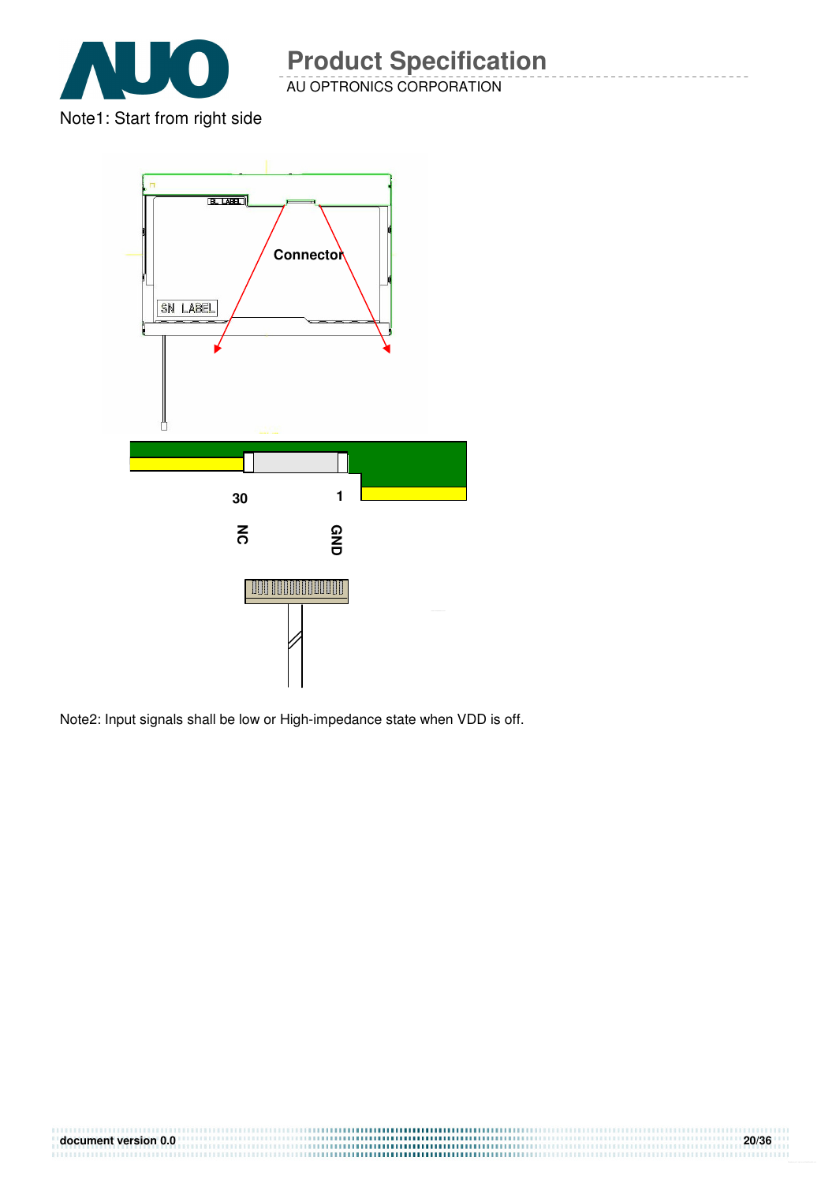Note1: Start from right side

Note2: Input signals shall be low or High-impedance state when VDD is off.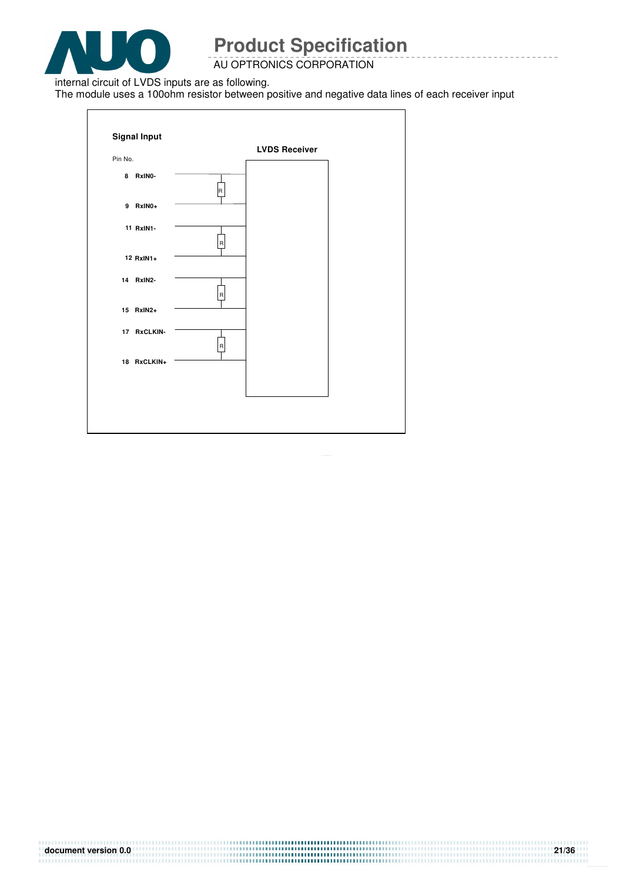internal circuit of LVDS inputs are as following.

The module uses a 100ohm resistor between positive and negative data lines of each receiver input

**Signal Input**

Pin No.

**LVDS Receiver**

| Pin No. | Signal |
|---|---|
| 8 | RxIN0- |
| 9 | RxIN0+ |
| 11 | RxIN1- |
| 12 | RxIN1+ |
| 14 | RxIN2- |
| 15 | RxIN2+ |
| 17 | RxCLKIN- |
| 18 | RxCLKIN+ |

R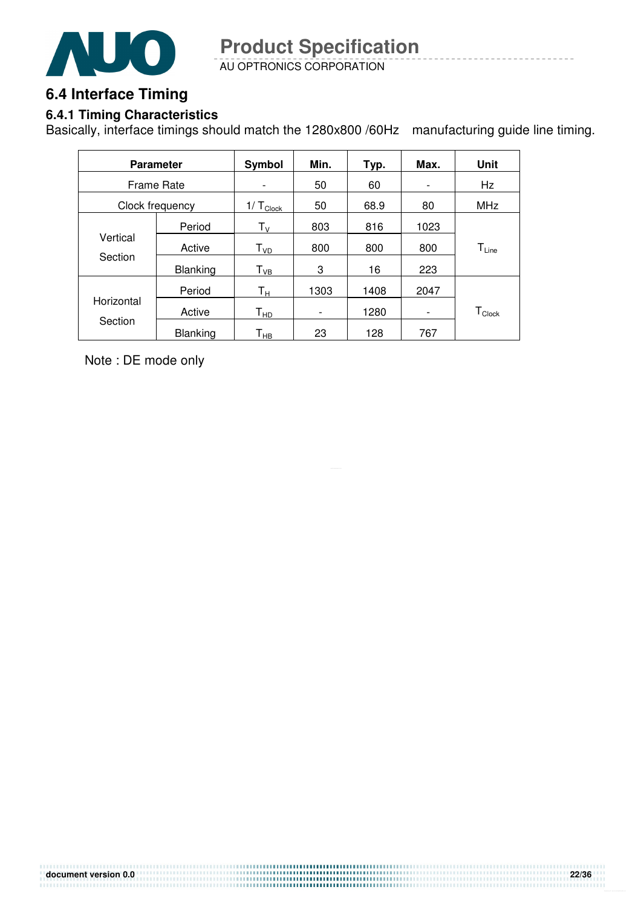## 6.4 Interface Timing

### 6.4.1 Timing Characteristics

Basically, interface timings should match the 1280x800 /60Hz manufacturing guide line timing.

| Parameter | | Symbol | Min. | Typ. | Max. | Unit |
|---|---|---|---|---|---|---|
| Frame Rate | | - | 50 | 60 | - | Hz |
| Clock frequency | | $1/T_{Clock}$ | 50 | 68.9 | 80 | MHz |
| Vertical Section | Period | $T_V$ | 803 | 816 | 1023 | $T_{Line}$ |
| | Active | $T_{VD}$ | 800 | 800 | 800 | |
| | Blanking | $T_{VB}$ | 3 | 16 | 223 | |
| Horizontal Section | Period | $T_H$ | 1303 | 1408 | 2047 | $T_{Clock}$ |
| | Active | $T_{HD}$ | - | 1280 | - | |
| | Blanking | $T_{HB}$ | 23 | 128 | 767 | |

Note : DE mode only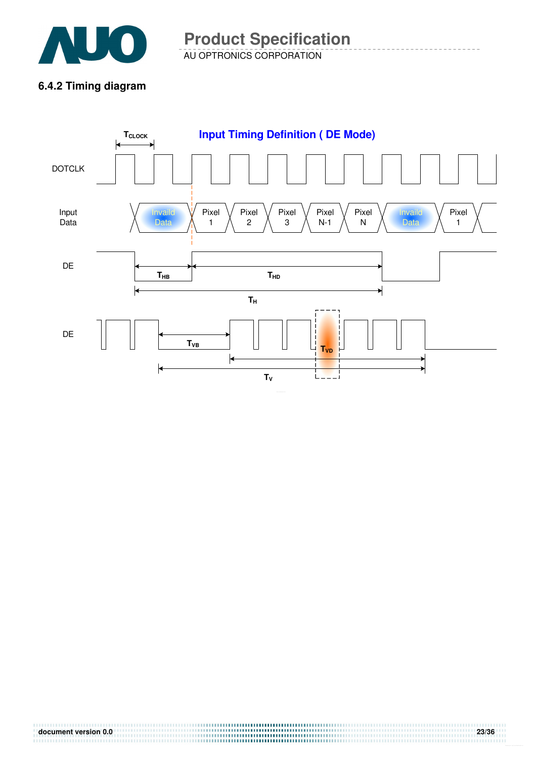### 6.4.2 Timing diagram

**Input Timing Definition ( DE Mode)**

$T_{CLOCK}$

DOTCLK

Input Data

Invaild Data | Pixel 1 | Pixel 2 | Pixel 3 | Pixel N-1 | Pixel N | Invaild Data | Pixel 1

DE

$T_{HB}$ $T_{HD}$

$T_H$

DE

$T_{VB}$ $T_{VD}$

$T_V$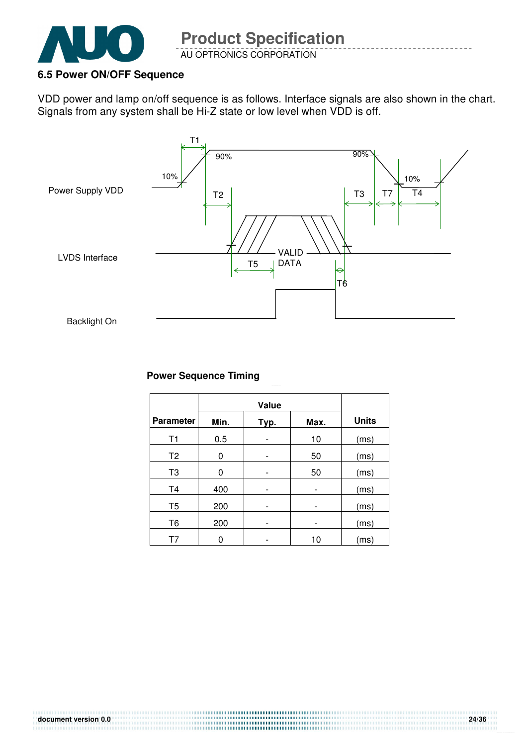### 6.5 Power ON/OFF Sequence

VDD power and lamp on/off sequence is as follows. Interface signals are also shown in the chart. Signals from any system shall be Hi-Z state or low level when VDD is off.

**Power Sequence Timing**

| Parameter | Value | | | Units |
|---|---|---|---|---|
| | Min. | Typ. | Max. | |
| T1 | 0.5 | - | 10 | (ms) |
| T2 | 0 | - | 50 | (ms) |
| T3 | 0 | - | 50 | (ms) |
| T4 | 400 | - | - | (ms) |
| T5 | 200 | - | - | (ms) |
| T6 | 200 | - | - | (ms) |
| T7 | 0 | - | 10 | (ms) |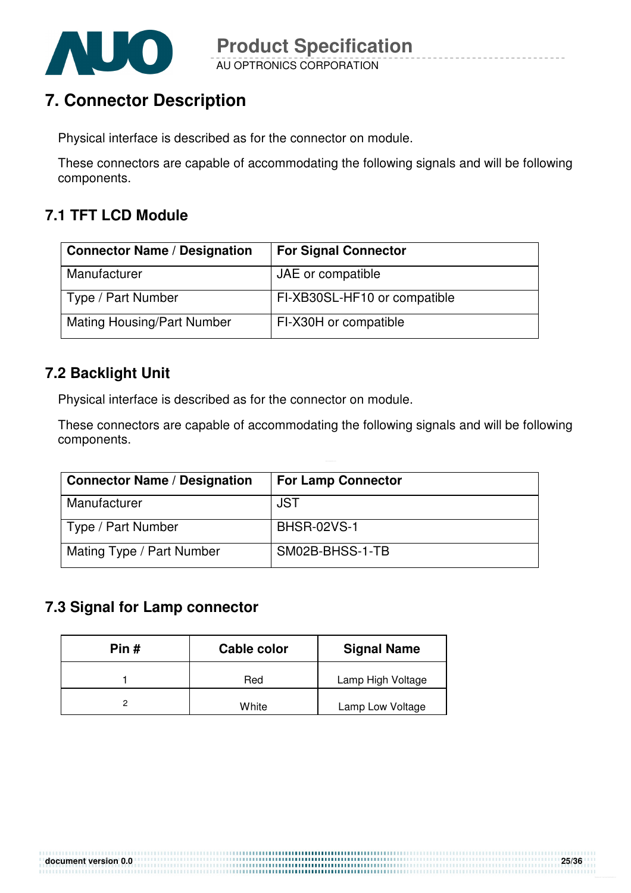# 7. Connector Description

Physical interface is described as for the connector on module.

These connectors are capable of accommodating the following signals and will be following components.

## 7.1 TFT LCD Module

| Connector Name / Designation | For Signal Connector |
|---|---|
| Manufacturer | JAE or compatible |
| Type / Part Number | FI-XB30SL-HF10 or compatible |
| Mating Housing/Part Number | FI-X30H or compatible |

## 7.2 Backlight Unit

Physical interface is described as for the connector on module.

These connectors are capable of accommodating the following signals and will be following components.

| Connector Name / Designation | For Lamp Connector |
|---|---|
| Manufacturer | JST |
| Type / Part Number | BHSR-02VS-1 |
| Mating Type / Part Number | SM02B-BHSS-1-TB |

## 7.3 Signal for Lamp connector

| Pin # | Cable color | Signal Name |
|---|---|---|
| 1 | Red | Lamp High Voltage |
| 2 | White | Lamp Low Voltage |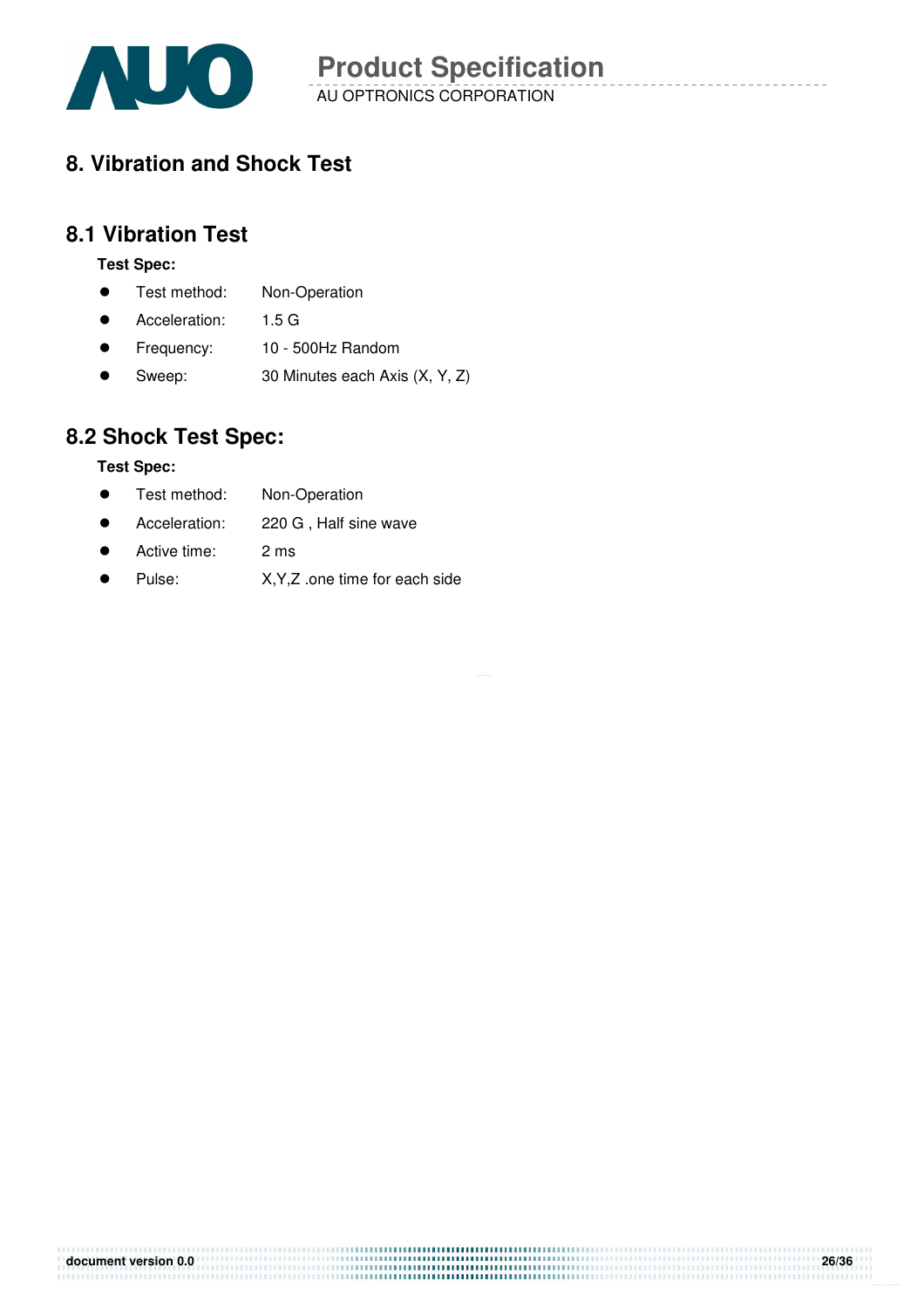# 8. Vibration and Shock Test

## 8.1 Vibration Test

**Test Spec:**

- Test method: Non-Operation
- Acceleration: 1.5 G
- Frequency: 10 - 500Hz Random
- Sweep: 30 Minutes each Axis (X, Y, Z)

## 8.2 Shock Test Spec:

**Test Spec:**

- Test method: Non-Operation
- Acceleration: 220 G , Half sine wave
- Active time: 2 ms
- Pulse: X,Y,Z .one time for each side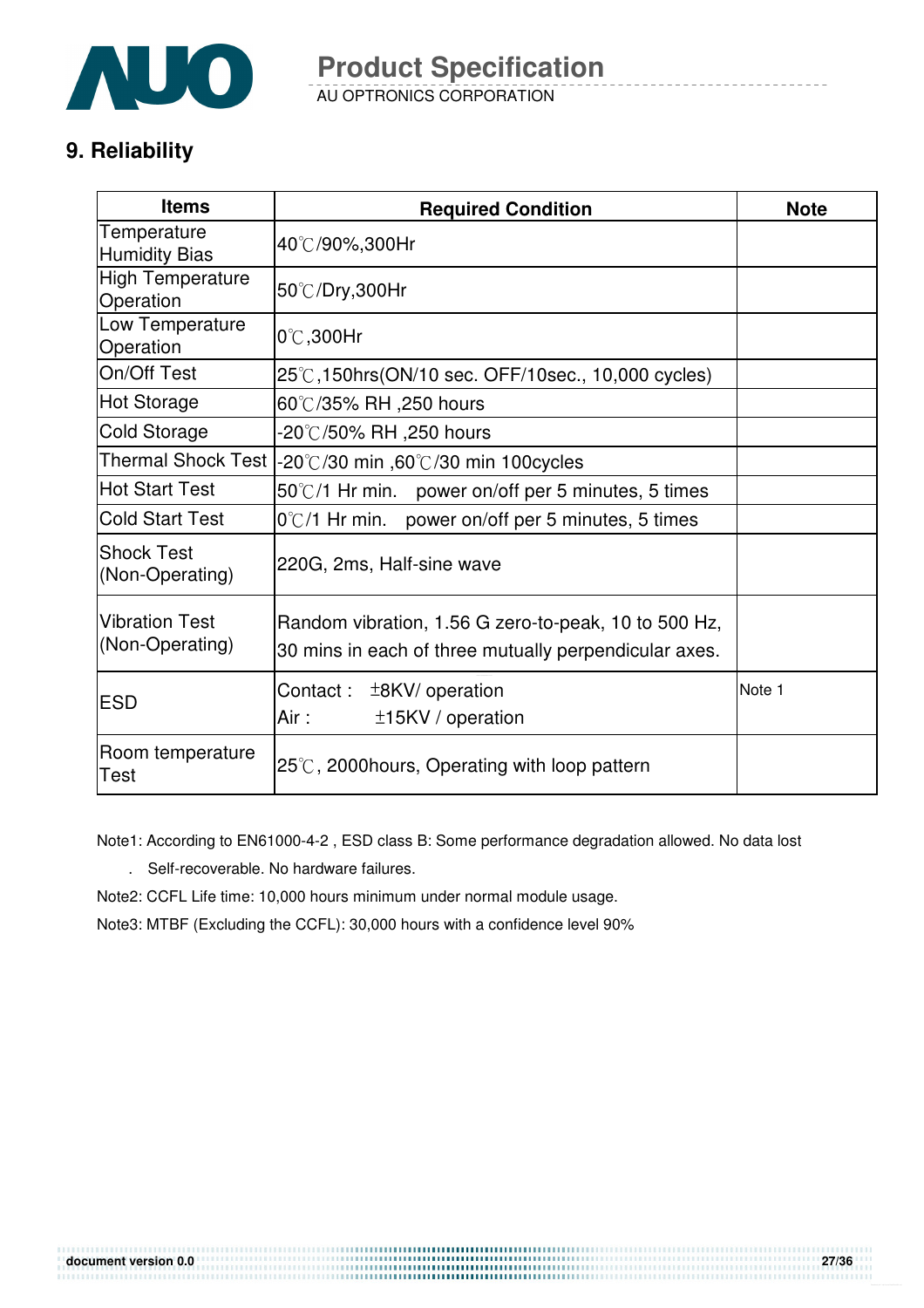## 9. Reliability

| Items | Required Condition | Note |
|---|---|---|
| Temperature Humidity Bias | 40℃/90%,300Hr | |
| High Temperature Operation | 50℃/Dry,300Hr | |
| Low Temperature Operation | 0℃,300Hr | |
| On/Off Test | 25℃,150hrs(ON/10 sec. OFF/10sec., 10,000 cycles) | |
| Hot Storage | 60℃/35% RH ,250 hours | |
| Cold Storage | -20℃/50% RH ,250 hours | |
| Thermal Shock Test | -20℃/30 min ,60℃/30 min 100cycles | |
| Hot Start Test | 50℃/1 Hr min. power on/off per 5 minutes, 5 times | |
| Cold Start Test | 0℃/1 Hr min. power on/off per 5 minutes, 5 times | |
| Shock Test (Non-Operating) | 220G, 2ms, Half-sine wave | |
| Vibration Test (Non-Operating) | Random vibration, 1.56 G zero-to-peak, 10 to 500 Hz, 30 mins in each of three mutually perpendicular axes. | |
| ESD | Contact : ±8KV/ operation<br>Air : ±15KV / operation | Note 1 |
| Room temperature Test | 25℃, 2000hours, Operating with loop pattern | |

Note1: According to EN61000-4-2 , ESD class B: Some performance degradation allowed. No data lost

. Self-recoverable. No hardware failures.

Note2: CCFL Life time: 10,000 hours minimum under normal module usage.

Note3: MTBF (Excluding the CCFL): 30,000 hours with a confidence level 90%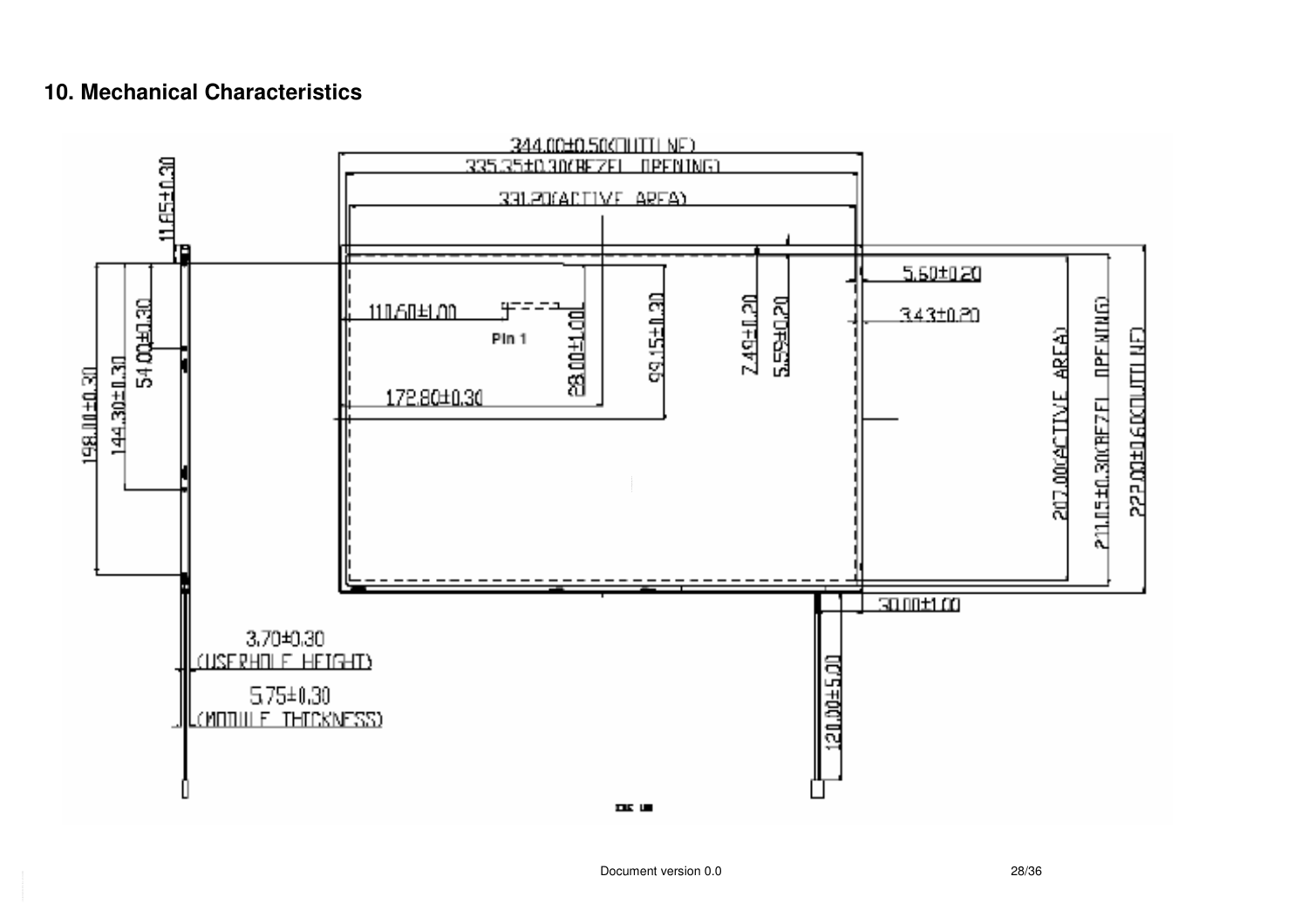## 10. Mechanical Characteristics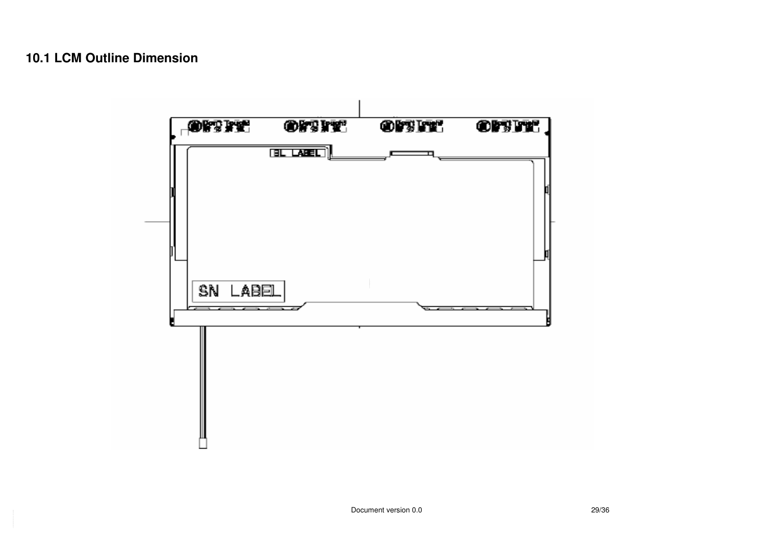## 10.1 LCM Outline Dimension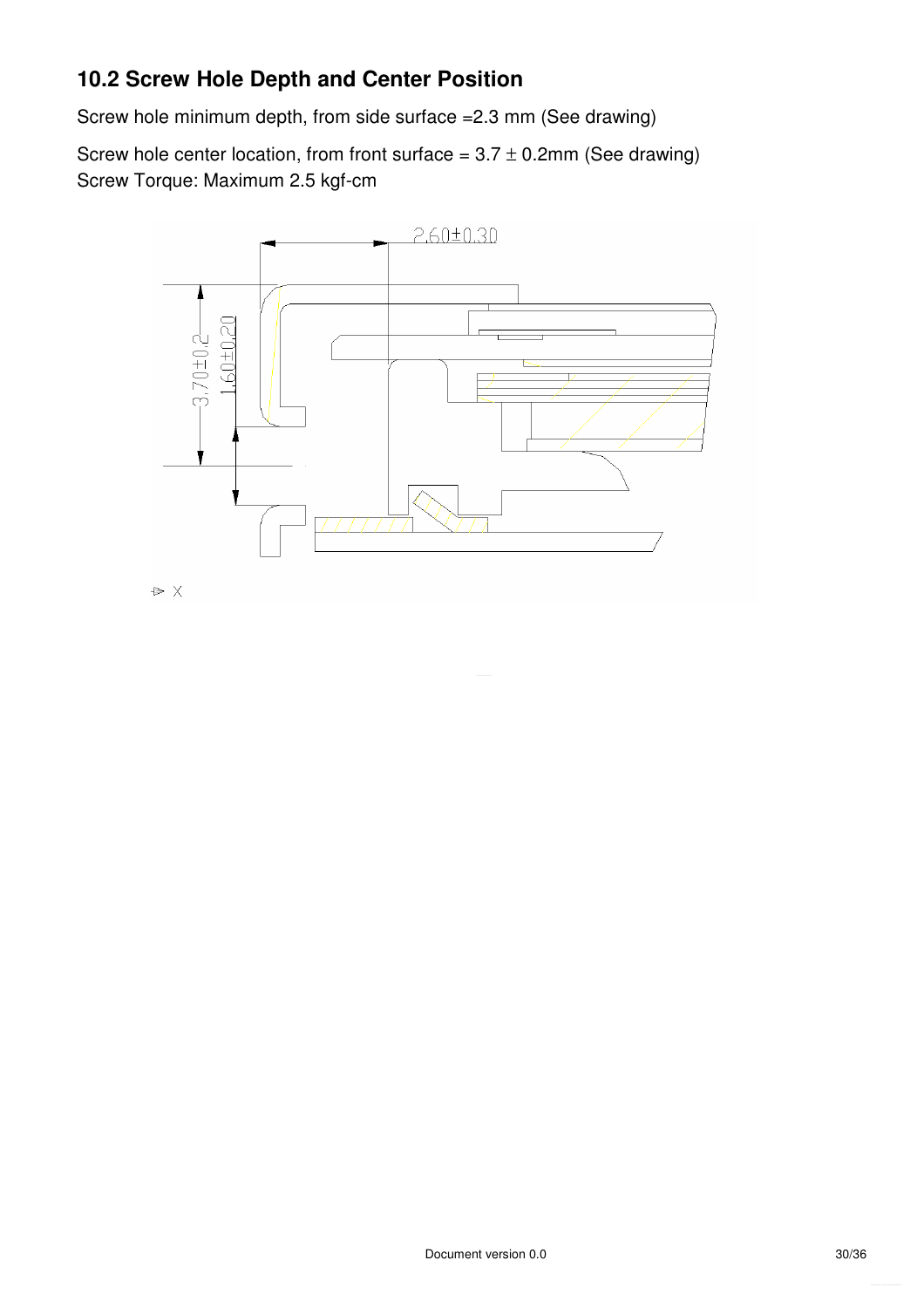## 10.2 Screw Hole Depth and Center Position

Screw hole minimum depth, from side surface =2.3 mm (See drawing)

Screw hole center location, from front surface = 3.7 ± 0.2mm (See drawing)
Screw Torque: Maximum 2.5 kgf-cm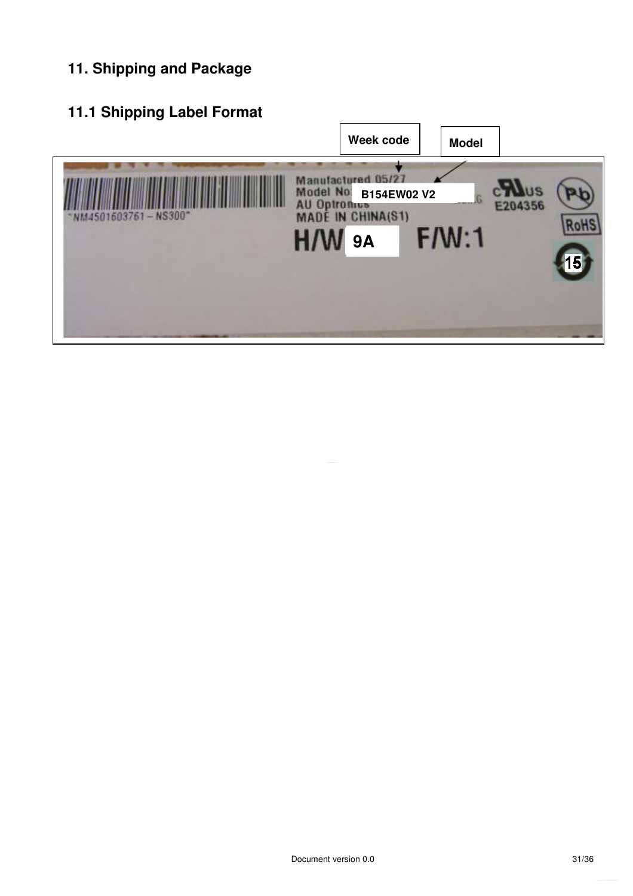## 11. Shipping and Package

### 11.1 Shipping Label Format

Week code

Model

Manufactured 05/27
Model No: B154EW02 V2
AU Optronics
MADE IN CHINA(S1)

H/W 9A F/W:1

"NM4501603761 – NS300"

E204356

RoHS

15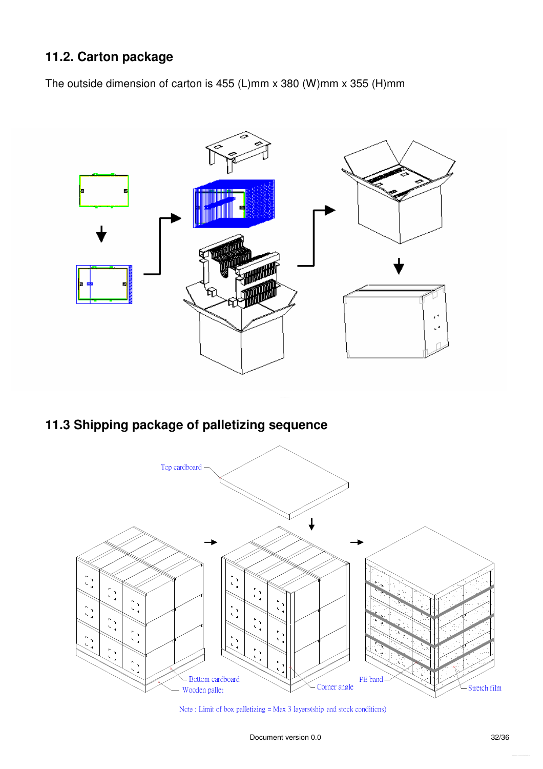## 11.2. Carton package

The outside dimension of carton is 455 (L)mm x 380 (W)mm x 355 (H)mm

## 11.3 Shipping package of palletizing sequence

Top cardboard

Bottom cardboard

Wooden pallet

Corner angle

PE band

Stretch film

Note : Limit of box palletizing = Max 3 layers(ship and stock conditions)

Document version 0.0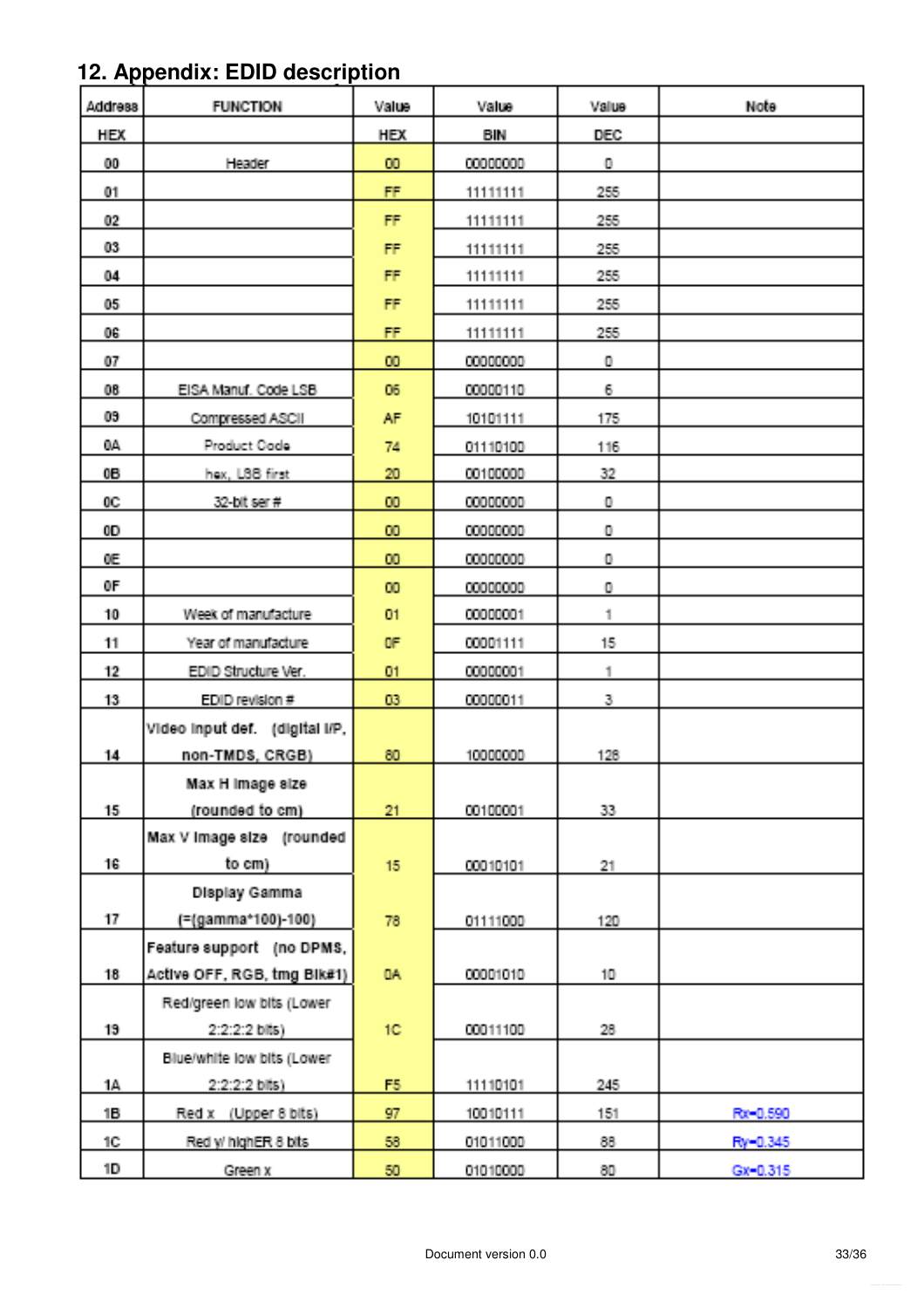## 12. Appendix: EDID description

| Address | FUNCTION | Value | Value | Value | Note |
|---|---|---|---|---|---|
| HEX | | HEX | BIN | DEC | |
| 00 | Header | 00 | 00000000 | 0 | |
| 01 | | FF | 11111111 | 255 | |
| 02 | | FF | 11111111 | 255 | |
| 03 | | FF | 11111111 | 255 | |
| 04 | | FF | 11111111 | 255 | |
| 05 | | FF | 11111111 | 255 | |
| 06 | | FF | 11111111 | 255 | |
| 07 | | 00 | 00000000 | 0 | |
| 08 | EISA Manuf. Code LSB | 06 | 00000110 | 6 | |
| 09 | Compressed ASCII | AF | 10101111 | 175 | |
| 0A | Product Code | 74 | 01110100 | 116 | |
| 0B | hex, LSB first | 20 | 00100000 | 32 | |
| 0C | 32-bit ser # | 00 | 00000000 | 0 | |
| 0D | | 00 | 00000000 | 0 | |
| 0E | | 00 | 00000000 | 0 | |
| 0F | | 00 | 00000000 | 0 | |
| 10 | Week of manufacture | 01 | 00000001 | 1 | |
| 11 | Year of manufacture | 0F | 00001111 | 15 | |
| 12 | EDID Structure Ver. | 01 | 00000001 | 1 | |
| 13 | EDID revision # | 03 | 00000011 | 3 | |
| 14 | Video input def. (digital I/P, non-TMDS, CRGB) | 80 | 10000000 | 128 | |
| 15 | Max H image size (rounded to cm) | 21 | 00100001 | 33 | |
| 16 | Max V image size (rounded to cm) | 15 | 00010101 | 21 | |
| 17 | Display Gamma (=(gamma*100)-100) | 78 | 01111000 | 120 | |
| 18 | Feature support (no DPMS, Active OFF, RGB, tmg Blk#1) | 0A | 00001010 | 10 | |
| 19 | Red/green low bits (Lower 2:2:2:2 bits) | 1C | 00011100 | 28 | |
| 1A | Blue/white low bits (Lower 2:2:2:2 bits) | F5 | 11110101 | 245 | |
| 1B | Red x (Upper 8 bits) | 97 | 10010111 | 151 | Rx=0.590 |
| 1C | Red y/ highER 8 bits | 58 | 01011000 | 88 | Ry=0.345 |
| 1D | Green x | 50 | 01010000 | 80 | Gx=0.315 |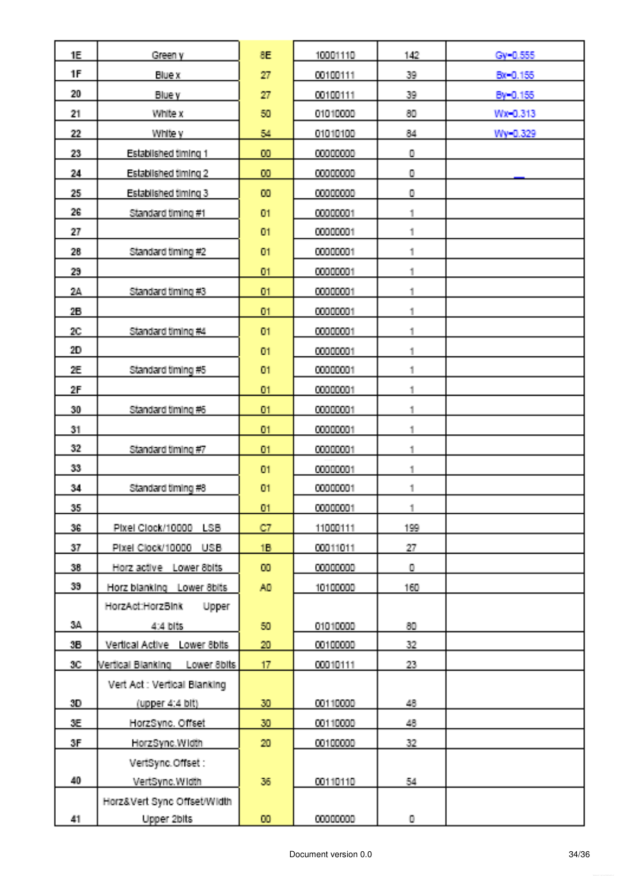| 1E | Green y | 8E | 10001110 | 142 | Gy=0.555 |
|---|---|---|---|---|---|
| 1F | Blue x | 27 | 00100111 | 39 | Bx=0.155 |
| 20 | Blue y | 27 | 00100111 | 39 | By=0.155 |
| 21 | White x | 50 | 01010000 | 80 | Wx=0.313 |
| 22 | White y | 54 | 01010100 | 84 | Wy=0.329 |
| 23 | Established timing 1 | 00 | 00000000 | 0 | |
| 24 | Established timing 2 | 00 | 00000000 | 0 | |
| 25 | Established timing 3 | 00 | 00000000 | 0 | |
| 26 | Standard timing #1 | 01 | 00000001 | 1 | |
| 27 | | 01 | 00000001 | 1 | |
| 28 | Standard timing #2 | 01 | 00000001 | 1 | |
| 29 | | 01 | 00000001 | 1 | |
| 2A | Standard timing #3 | 01 | 00000001 | 1 | |
| 2B | | 01 | 00000001 | 1 | |
| 2C | Standard timing #4 | 01 | 00000001 | 1 | |
| 2D | | 01 | 00000001 | 1 | |
| 2E | Standard timing #5 | 01 | 00000001 | 1 | |
| 2F | | 01 | 00000001 | 1 | |
| 30 | Standard timing #6 | 01 | 00000001 | 1 | |
| 31 | | 01 | 00000001 | 1 | |
| 32 | Standard timing #7 | 01 | 00000001 | 1 | |
| 33 | | 01 | 00000001 | 1 | |
| 34 | Standard timing #8 | 01 | 00000001 | 1 | |
| 35 | | 01 | 00000001 | 1 | |
| 36 | Pixel Clock/10000 LSB | C7 | 11000111 | 199 | |
| 37 | Pixel Clock/10000 USB | 1B | 00011011 | 27 | |
| 38 | Horz active Lower 8bits | 00 | 00000000 | 0 | |
| 39 | Horz blanking Lower 8bits | A0 | 10100000 | 160 | |
| 3A | HorzAct:HorzBlnk Upper 4:4 bits | 50 | 01010000 | 80 | |
| 3B | Vertical Active Lower 8bits | 20 | 00100000 | 32 | |
| 3C | Vertical Blanking Lower 8bits | 17 | 00010111 | 23 | |
| 3D | Vert Act : Vertical Blanking (upper 4:4 bit) | 30 | 00110000 | 48 | |
| 3E | HorzSync. Offset | 30 | 00110000 | 48 | |
| 3F | HorzSync.Width | 20 | 00100000 | 32 | |
| 40 | VertSync.Offset : VertSync.Width | 36 | 00110110 | 54 | |
| 41 | Horz&Vert Sync Offset/Width Upper 2bits | 00 | 00000000 | 0 | |

Document version 0.0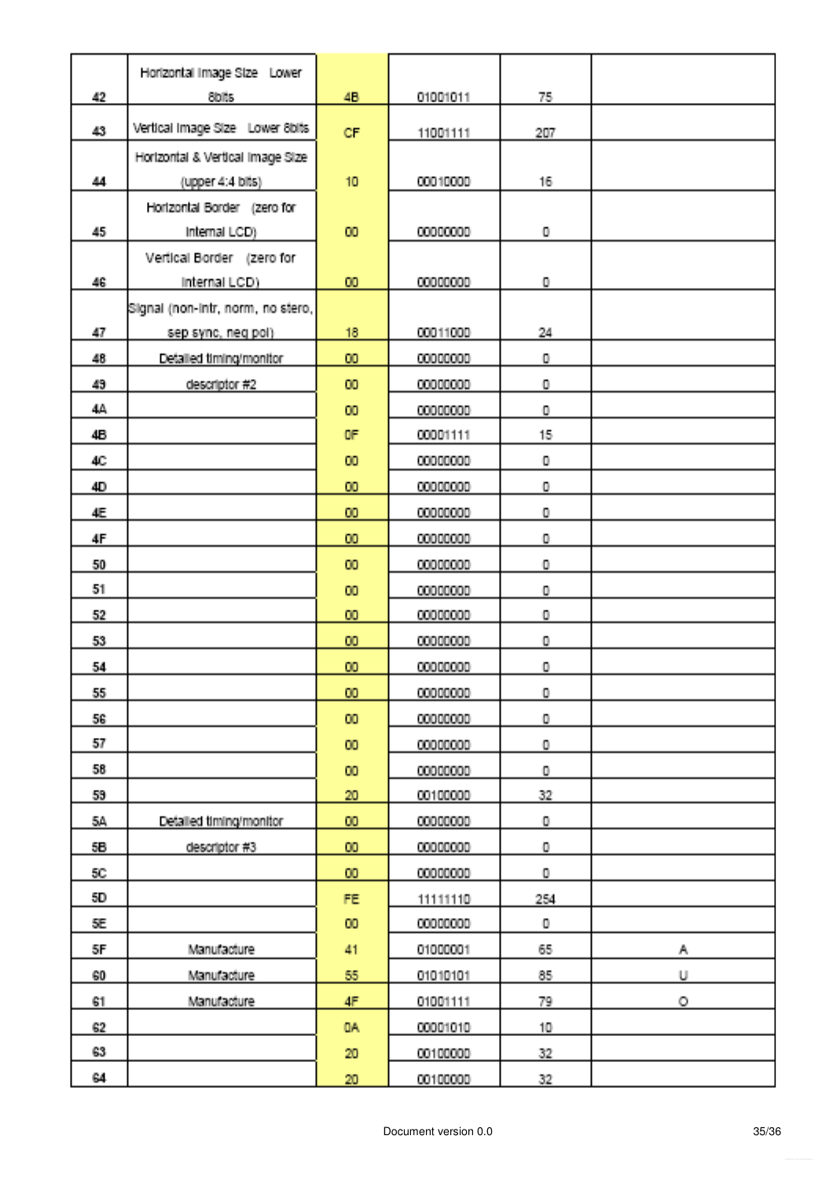| 42 | Horizontal Image Size Lower 8bits | 4B | 01001011 | 75 | |
|---|---|---|---|---|---|
| 43 | Vertical Image Size Lower 8bits | CF | 11001111 | 207 | |
| 44 | Horizontal & Vertical Image Size (upper 4:4 bits) | 10 | 00010000 | 16 | |
| 45 | Horizontal Border (zero for internal LCD) | 00 | 00000000 | 0 | |
| 46 | Vertical Border (zero for internal LCD) | 00 | 00000000 | 0 | |
| 47 | Signal (non-intr, norm, no stero, sep sync, neg pol) | 18 | 00011000 | 24 | |
| 48 | Detailed timing/monitor | 00 | 00000000 | 0 | |
| 49 | descriptor #2 | 00 | 00000000 | 0 | |
| 4A | | 00 | 00000000 | 0 | |
| 4B | | 0F | 00001111 | 15 | |
| 4C | | 00 | 00000000 | 0 | |
| 4D | | 00 | 00000000 | 0 | |
| 4E | | 00 | 00000000 | 0 | |
| 4F | | 00 | 00000000 | 0 | |
| 50 | | 00 | 00000000 | 0 | |
| 51 | | 00 | 00000000 | 0 | |
| 52 | | 00 | 00000000 | 0 | |
| 53 | | 00 | 00000000 | 0 | |
| 54 | | 00 | 00000000 | 0 | |
| 55 | | 00 | 00000000 | 0 | |
| 56 | | 00 | 00000000 | 0 | |
| 57 | | 00 | 00000000 | 0 | |
| 58 | | 00 | 00000000 | 0 | |
| 59 | | 20 | 00100000 | 32 | |
| 5A | Detailed timing/monitor | 00 | 00000000 | 0 | |
| 5B | descriptor #3 | 00 | 00000000 | 0 | |
| 5C | | 00 | 00000000 | 0 | |
| 5D | | FE | 11111110 | 254 | |
| 5E | | 00 | 00000000 | 0 | |
| 5F | Manufacture | 41 | 01000001 | 65 | A |
| 60 | Manufacture | 55 | 01010101 | 85 | U |
| 61 | Manufacture | 4F | 01001111 | 79 | O |
| 62 | | 0A | 00001010 | 10 | |
| 63 | | 20 | 00100000 | 32 | |
| 64 | | 20 | 00100000 | 32 | |

Document version 0.0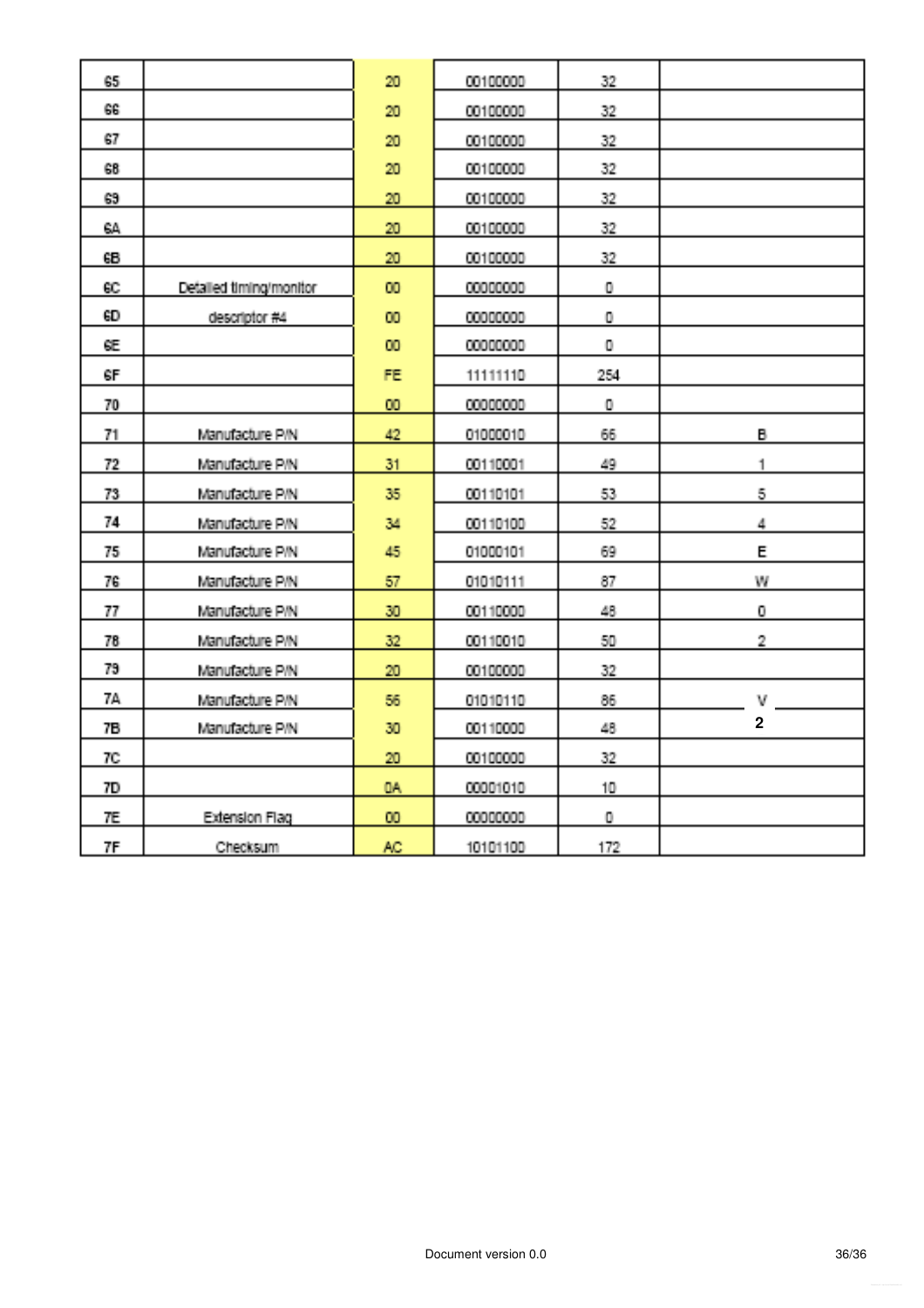| | | | | | |
|---|---|---|---|---|---|
| 65 | | 20 | 00100000 | 32 | |
| 66 | | 20 | 00100000 | 32 | |
| 67 | | 20 | 00100000 | 32 | |
| 68 | | 20 | 00100000 | 32 | |
| 69 | | 20 | 00100000 | 32 | |
| 6A | | 20 | 00100000 | 32 | |
| 6B | | 20 | 00100000 | 32 | |
| 6C | Detailed timing/monitor | 00 | 00000000 | 0 | |
| 6D | descriptor #4 | 00 | 00000000 | 0 | |
| 6E | | 00 | 00000000 | 0 | |
| 6F | | FE | 11111110 | 254 | |
| 70 | | 00 | 00000000 | 0 | |
| 71 | Manufacture P/N | 42 | 01000010 | 66 | B |
| 72 | Manufacture P/N | 31 | 00110001 | 49 | 1 |
| 73 | Manufacture P/N | 35 | 00110101 | 53 | 5 |
| 74 | Manufacture P/N | 34 | 00110100 | 52 | 4 |
| 75 | Manufacture P/N | 45 | 01000101 | 69 | E |
| 76 | Manufacture P/N | 57 | 01010111 | 87 | W |
| 77 | Manufacture P/N | 30 | 00110000 | 48 | 0 |
| 78 | Manufacture P/N | 32 | 00110010 | 50 | 2 |
| 79 | Manufacture P/N | 20 | 00100000 | 32 | |
| 7A | Manufacture P/N | 56 | 01010110 | 86 | V |
| 7B | Manufacture P/N | 30 | 00110000 | 48 | 2 |
| 7C | | 20 | 00100000 | 32 | |
| 7D | | 0A | 00001010 | 10 | |
| 7E | Extension Flag | 00 | 00000000 | 0 | |
| 7F | Checksum | AC | 10101100 | 172 | |

Document version 0.0